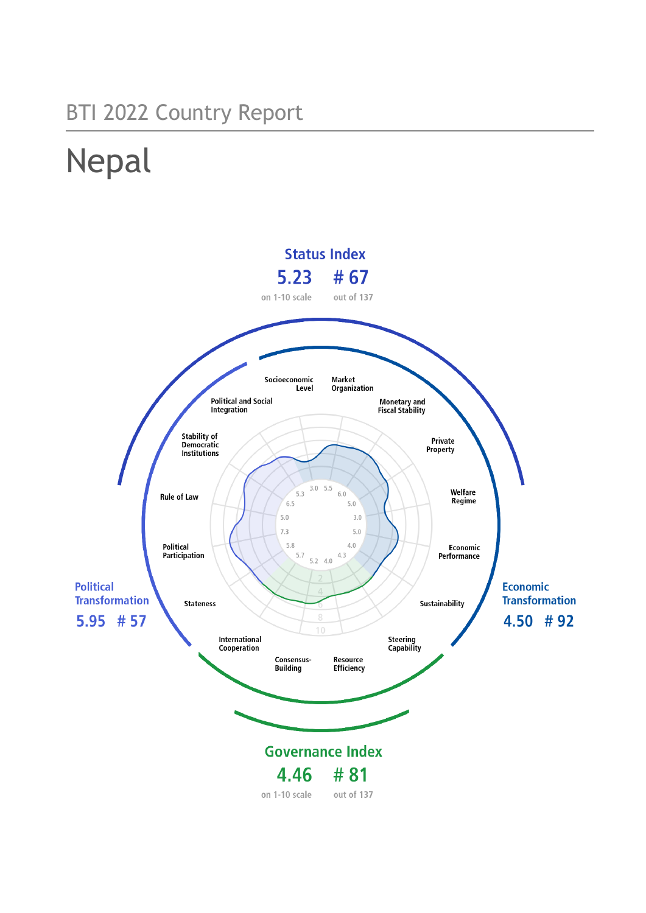BTI 2022 Country Report

# Nepal

## Status Index

**5.23** on 1-10 scale — **# 67** out of 137

## Political Transformation

**5.95** — **# 57**

## Economic Transformation

**4.50** — **# 92**

## Governance Index

**4.46** on 1-10 scale — **# 81** out of 137

| Criterion | Score |
| --- | --- |
| Stateness | 5.7 |
| Political Participation | 5.8 |
| Rule of Law | 7.3 |
| Stability of Democratic Institutions | 5.0 |
| Political and Social Integration | 6.5 |
| Socioeconomic Level | 3.0 |
| Market Organization | 5.5 |
| Monetary and Fiscal Stability | 6.0 |
| Private Property | 5.0 |
| Welfare Regime | 3.0 |
| Economic Performance | 5.0 |
| Sustainability | 4.0 |
| Steering Capability | 4.3 |
| Resource Efficiency | 4.0 |
| Consensus-Building | 5.2 |
| International Cooperation | 5.3 |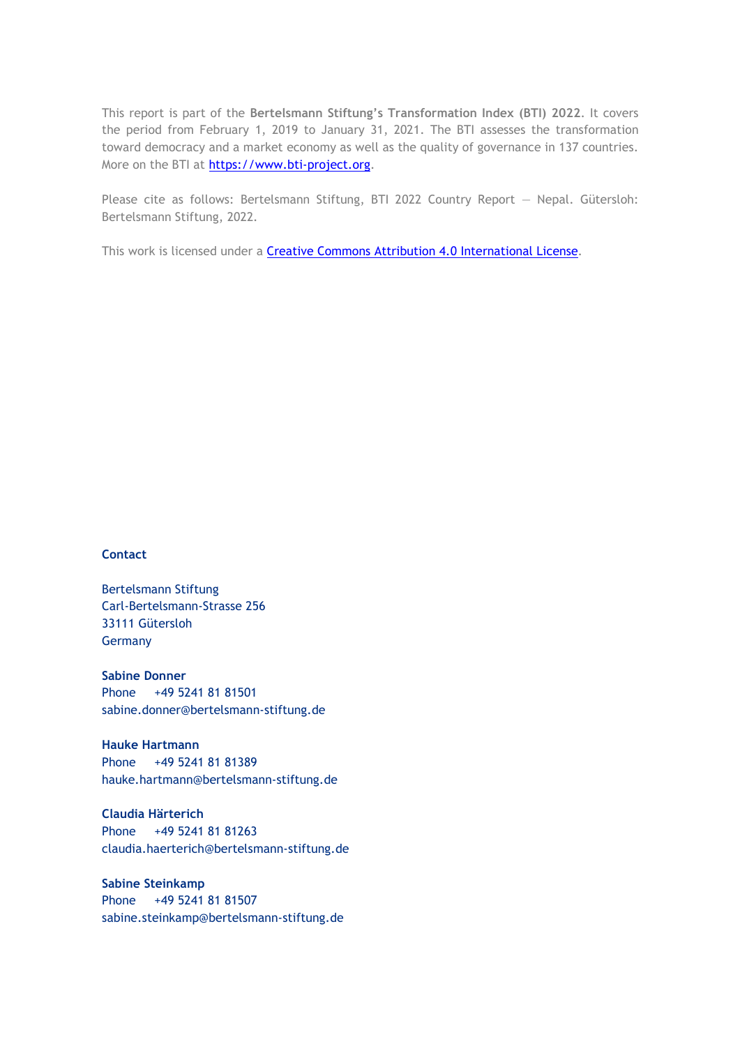This report is part of the **Bertelsmann Stiftung's Transformation Index (BTI) 2022**. It covers the period from February 1, 2019 to January 31, 2021. The BTI assesses the transformation toward democracy and a market economy as well as the quality of governance in 137 countries. More on the BTI at [https://www.bti-project.org](https://www.bti-project.org).

Please cite as follows: Bertelsmann Stiftung, BTI 2022 Country Report — Nepal. Gütersloh: Bertelsmann Stiftung, 2022.

This work is licensed under a [Creative Commons Attribution 4.0 International License](https://creativecommons.org/licenses/by/4.0/).

**Contact**

Bertelsmann Stiftung
Carl-Bertelsmann-Strasse 256
33111 Gütersloh
Germany

**Sabine Donner**
Phone +49 5241 81 81501
sabine.donner@bertelsmann-stiftung.de

**Hauke Hartmann**
Phone +49 5241 81 81389
hauke.hartmann@bertelsmann-stiftung.de

**Claudia Härterich**
Phone +49 5241 81 81263
claudia.haerterich@bertelsmann-stiftung.de

**Sabine Steinkamp**
Phone +49 5241 81 81507
sabine.steinkamp@bertelsmann-stiftung.de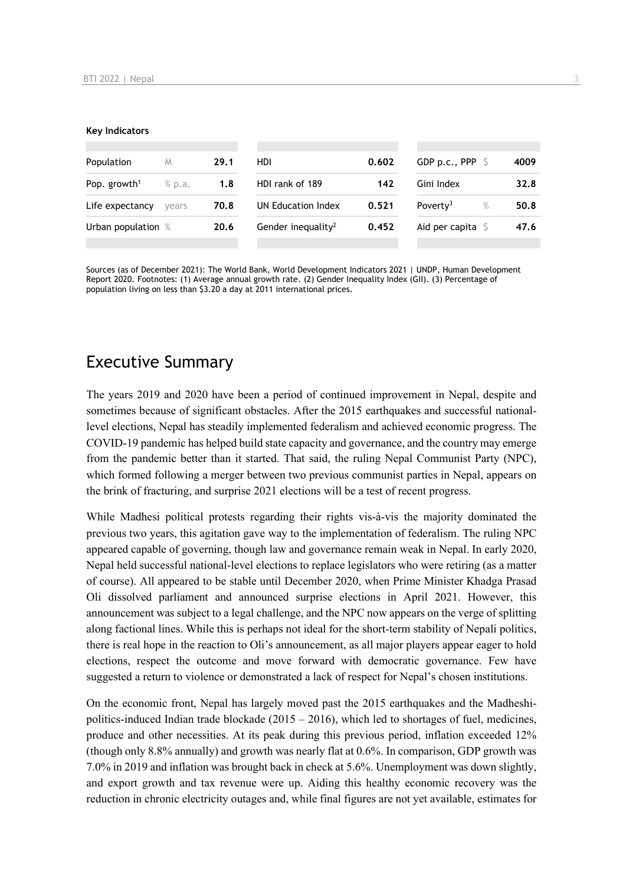**Key Indicators**

| Population | M | 29.1 | HDI | 0.602 | GDP p.c., PPP | $ | 4009 |
|---|---|---|---|---|---|---|---|
| Pop. growth[1] | % p.a. | 1.8 | HDI rank of 189 | 142 | Gini Index | | 32.8 |
| Life expectancy | years | 70.8 | UN Education Index | 0.521 | Poverty[3] | % | 50.8 |
| Urban population | % | 20.6 | Gender inequality[2] | 0.452 | Aid per capita | $ | 47.6 |

Sources (as of December 2021): The World Bank, World Development Indicators 2021 | UNDP, Human Development Report 2020. Footnotes: (1) Average annual growth rate. (2) Gender Inequality Index (GII). (3) Percentage of population living on less than $3.20 a day at 2011 international prices.

## Executive Summary

The years 2019 and 2020 have been a period of continued improvement in Nepal, despite and sometimes because of significant obstacles. After the 2015 earthquakes and successful national-level elections, Nepal has steadily implemented federalism and achieved economic progress. The COVID-19 pandemic has helped build state capacity and governance, and the country may emerge from the pandemic better than it started. That said, the ruling Nepal Communist Party (NPC), which formed following a merger between two previous communist parties in Nepal, appears on the brink of fracturing, and surprise 2021 elections will be a test of recent progress.

While Madhesi political protests regarding their rights vis-à-vis the majority dominated the previous two years, this agitation gave way to the implementation of federalism. The ruling NPC appeared capable of governing, though law and governance remain weak in Nepal. In early 2020, Nepal held successful national-level elections to replace legislators who were retiring (as a matter of course). All appeared to be stable until December 2020, when Prime Minister Khadga Prasad Oli dissolved parliament and announced surprise elections in April 2021. However, this announcement was subject to a legal challenge, and the NPC now appears on the verge of splitting along factional lines. While this is perhaps not ideal for the short-term stability of Nepali politics, there is real hope in the reaction to Oli's announcement, as all major players appear eager to hold elections, respect the outcome and move forward with democratic governance. Few have suggested a return to violence or demonstrated a lack of respect for Nepal's chosen institutions.

On the economic front, Nepal has largely moved past the 2015 earthquakes and the Madheshi-politics-induced Indian trade blockade (2015 – 2016), which led to shortages of fuel, medicines, produce and other necessities. At its peak during this previous period, inflation exceeded 12% (though only 8.8% annually) and growth was nearly flat at 0.6%. In comparison, GDP growth was 7.0% in 2019 and inflation was brought back in check at 5.6%. Unemployment was down slightly, and export growth and tax revenue were up. Aiding this healthy economic recovery was the reduction in chronic electricity outages and, while final figures are not yet available, estimates for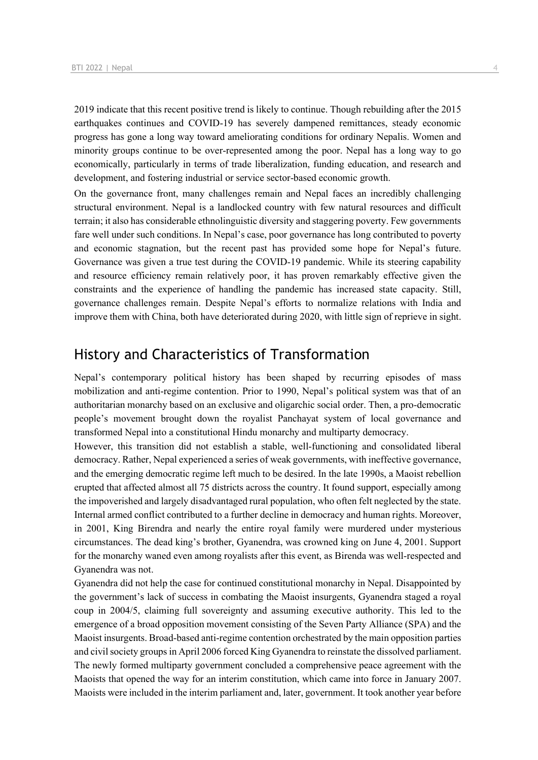2019 indicate that this recent positive trend is likely to continue. Though rebuilding after the 2015 earthquakes continues and COVID-19 has severely dampened remittances, steady economic progress has gone a long way toward ameliorating conditions for ordinary Nepalis. Women and minority groups continue to be over-represented among the poor. Nepal has a long way to go economically, particularly in terms of trade liberalization, funding education, and research and development, and fostering industrial or service sector-based economic growth.

On the governance front, many challenges remain and Nepal faces an incredibly challenging structural environment. Nepal is a landlocked country with few natural resources and difficult terrain; it also has considerable ethnolinguistic diversity and staggering poverty. Few governments fare well under such conditions. In Nepal's case, poor governance has long contributed to poverty and economic stagnation, but the recent past has provided some hope for Nepal's future. Governance was given a true test during the COVID-19 pandemic. While its steering capability and resource efficiency remain relatively poor, it has proven remarkably effective given the constraints and the experience of handling the pandemic has increased state capacity. Still, governance challenges remain. Despite Nepal's efforts to normalize relations with India and improve them with China, both have deteriorated during 2020, with little sign of reprieve in sight.

## History and Characteristics of Transformation

Nepal's contemporary political history has been shaped by recurring episodes of mass mobilization and anti-regime contention. Prior to 1990, Nepal's political system was that of an authoritarian monarchy based on an exclusive and oligarchic social order. Then, a pro-democratic people's movement brought down the royalist Panchayat system of local governance and transformed Nepal into a constitutional Hindu monarchy and multiparty democracy.

However, this transition did not establish a stable, well-functioning and consolidated liberal democracy. Rather, Nepal experienced a series of weak governments, with ineffective governance, and the emerging democratic regime left much to be desired. In the late 1990s, a Maoist rebellion erupted that affected almost all 75 districts across the country. It found support, especially among the impoverished and largely disadvantaged rural population, who often felt neglected by the state. Internal armed conflict contributed to a further decline in democracy and human rights. Moreover, in 2001, King Birendra and nearly the entire royal family were murdered under mysterious circumstances. The dead king's brother, Gyanendra, was crowned king on June 4, 2001. Support for the monarchy waned even among royalists after this event, as Birenda was well-respected and Gyanendra was not.

Gyanendra did not help the case for continued constitutional monarchy in Nepal. Disappointed by the government's lack of success in combating the Maoist insurgents, Gyanendra staged a royal coup in 2004/5, claiming full sovereignty and assuming executive authority. This led to the emergence of a broad opposition movement consisting of the Seven Party Alliance (SPA) and the Maoist insurgents. Broad-based anti-regime contention orchestrated by the main opposition parties and civil society groups in April 2006 forced King Gyanendra to reinstate the dissolved parliament. The newly formed multiparty government concluded a comprehensive peace agreement with the Maoists that opened the way for an interim constitution, which came into force in January 2007. Maoists were included in the interim parliament and, later, government. It took another year before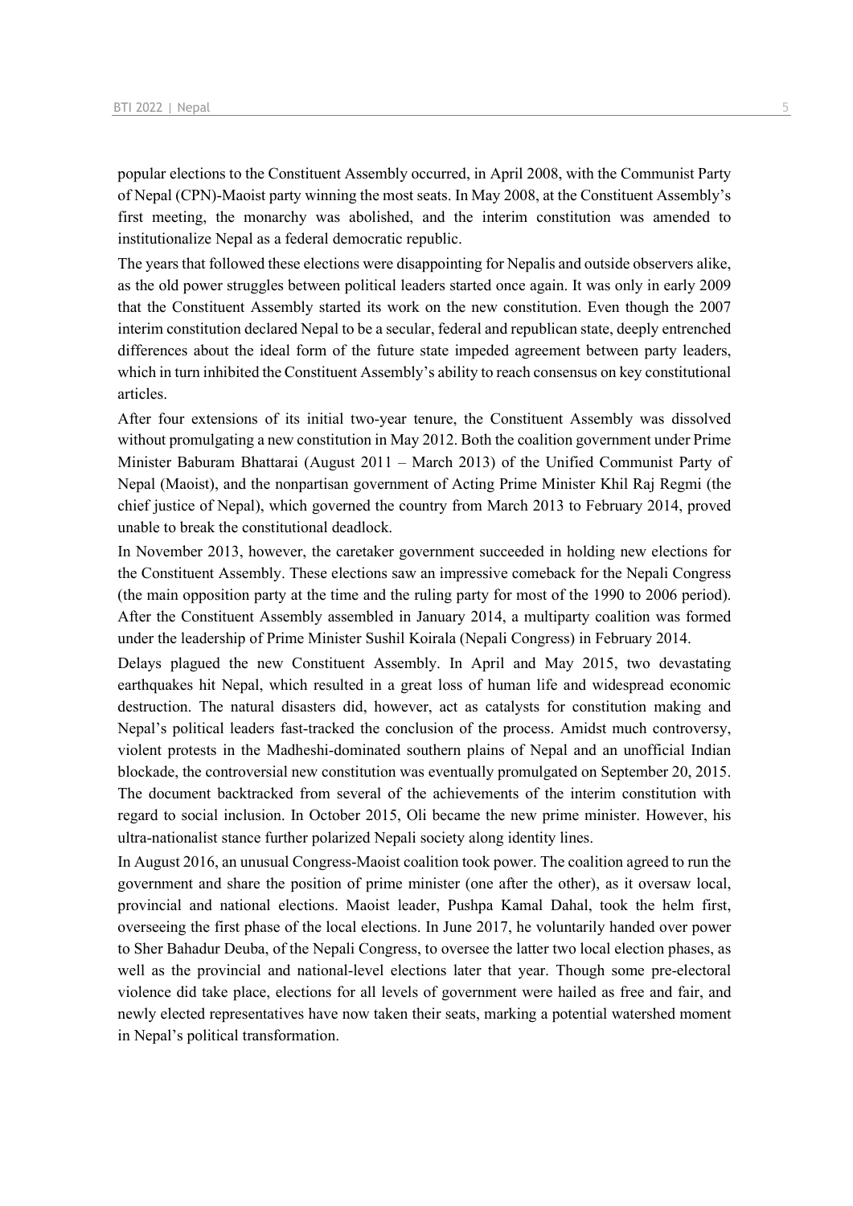popular elections to the Constituent Assembly occurred, in April 2008, with the Communist Party of Nepal (CPN)-Maoist party winning the most seats. In May 2008, at the Constituent Assembly's first meeting, the monarchy was abolished, and the interim constitution was amended to institutionalize Nepal as a federal democratic republic.

The years that followed these elections were disappointing for Nepalis and outside observers alike, as the old power struggles between political leaders started once again. It was only in early 2009 that the Constituent Assembly started its work on the new constitution. Even though the 2007 interim constitution declared Nepal to be a secular, federal and republican state, deeply entrenched differences about the ideal form of the future state impeded agreement between party leaders, which in turn inhibited the Constituent Assembly's ability to reach consensus on key constitutional articles.

After four extensions of its initial two-year tenure, the Constituent Assembly was dissolved without promulgating a new constitution in May 2012. Both the coalition government under Prime Minister Baburam Bhattarai (August 2011 – March 2013) of the Unified Communist Party of Nepal (Maoist), and the nonpartisan government of Acting Prime Minister Khil Raj Regmi (the chief justice of Nepal), which governed the country from March 2013 to February 2014, proved unable to break the constitutional deadlock.

In November 2013, however, the caretaker government succeeded in holding new elections for the Constituent Assembly. These elections saw an impressive comeback for the Nepali Congress (the main opposition party at the time and the ruling party for most of the 1990 to 2006 period). After the Constituent Assembly assembled in January 2014, a multiparty coalition was formed under the leadership of Prime Minister Sushil Koirala (Nepali Congress) in February 2014.

Delays plagued the new Constituent Assembly. In April and May 2015, two devastating earthquakes hit Nepal, which resulted in a great loss of human life and widespread economic destruction. The natural disasters did, however, act as catalysts for constitution making and Nepal's political leaders fast-tracked the conclusion of the process. Amidst much controversy, violent protests in the Madheshi-dominated southern plains of Nepal and an unofficial Indian blockade, the controversial new constitution was eventually promulgated on September 20, 2015. The document backtracked from several of the achievements of the interim constitution with regard to social inclusion. In October 2015, Oli became the new prime minister. However, his ultra-nationalist stance further polarized Nepali society along identity lines.

In August 2016, an unusual Congress-Maoist coalition took power. The coalition agreed to run the government and share the position of prime minister (one after the other), as it oversaw local, provincial and national elections. Maoist leader, Pushpa Kamal Dahal, took the helm first, overseeing the first phase of the local elections. In June 2017, he voluntarily handed over power to Sher Bahadur Deuba, of the Nepali Congress, to oversee the latter two local election phases, as well as the provincial and national-level elections later that year. Though some pre-electoral violence did take place, elections for all levels of government were hailed as free and fair, and newly elected representatives have now taken their seats, marking a potential watershed moment in Nepal's political transformation.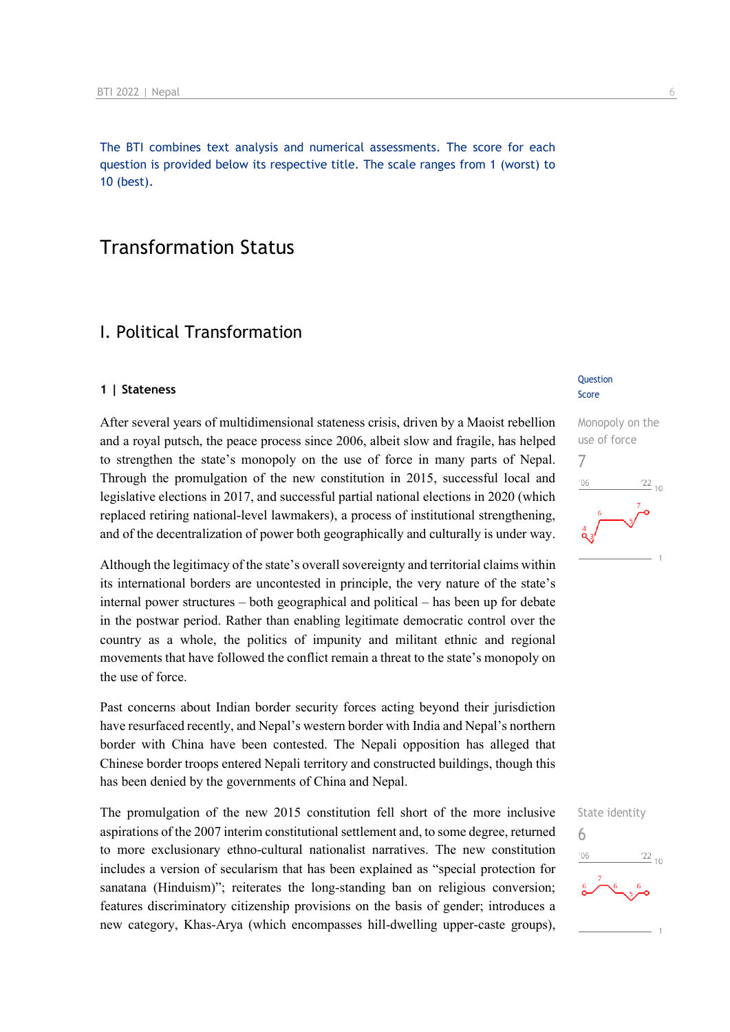The BTI combines text analysis and numerical assessments. The score for each question is provided below its respective title. The scale ranges from 1 (worst) to 10 (best).

# Transformation Status

## I. Political Transformation

### 1 | Stateness

Question
Score

Monopoly on the use of force
7

After several years of multidimensional stateness crisis, driven by a Maoist rebellion and a royal putsch, the peace process since 2006, albeit slow and fragile, has helped to strengthen the state's monopoly on the use of force in many parts of Nepal. Through the promulgation of the new constitution in 2015, successful local and legislative elections in 2017, and successful partial national elections in 2020 (which replaced retiring national-level lawmakers), a process of institutional strengthening, and of the decentralization of power both geographically and culturally is under way.

Although the legitimacy of the state's overall sovereignty and territorial claims within its international borders are uncontested in principle, the very nature of the state's internal power structures – both geographical and political – has been up for debate in the postwar period. Rather than enabling legitimate democratic control over the country as a whole, the politics of impunity and militant ethnic and regional movements that have followed the conflict remain a threat to the state's monopoly on the use of force.

Past concerns about Indian border security forces acting beyond their jurisdiction have resurfaced recently, and Nepal's western border with India and Nepal's northern border with China have been contested. The Nepali opposition has alleged that Chinese border troops entered Nepali territory and constructed buildings, though this has been denied by the governments of China and Nepal.

State identity
6

The promulgation of the new 2015 constitution fell short of the more inclusive aspirations of the 2007 interim constitutional settlement and, to some degree, returned to more exclusionary ethno-cultural nationalist narratives. The new constitution includes a version of secularism that has been explained as "special protection for sanatana (Hinduism)"; reiterates the long-standing ban on religious conversion; features discriminatory citizenship provisions on the basis of gender; introduces a new category, Khas-Arya (which encompasses hill-dwelling upper-caste groups),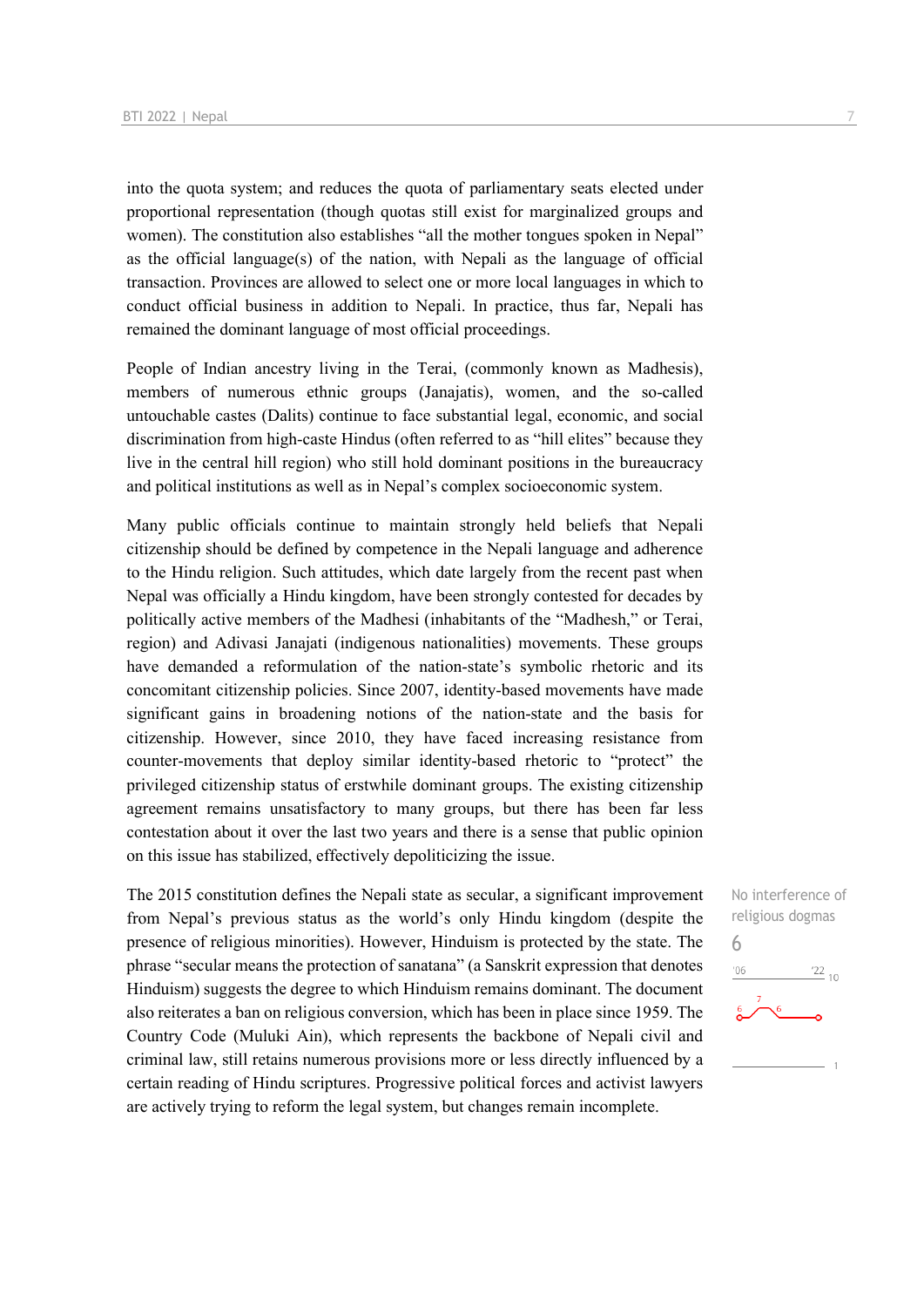into the quota system; and reduces the quota of parliamentary seats elected under proportional representation (though quotas still exist for marginalized groups and women). The constitution also establishes "all the mother tongues spoken in Nepal" as the official language(s) of the nation, with Nepali as the language of official transaction. Provinces are allowed to select one or more local languages in which to conduct official business in addition to Nepali. In practice, thus far, Nepali has remained the dominant language of most official proceedings.

People of Indian ancestry living in the Terai, (commonly known as Madhesis), members of numerous ethnic groups (Janajatis), women, and the so-called untouchable castes (Dalits) continue to face substantial legal, economic, and social discrimination from high-caste Hindus (often referred to as "hill elites" because they live in the central hill region) who still hold dominant positions in the bureaucracy and political institutions as well as in Nepal's complex socioeconomic system.

Many public officials continue to maintain strongly held beliefs that Nepali citizenship should be defined by competence in the Nepali language and adherence to the Hindu religion. Such attitudes, which date largely from the recent past when Nepal was officially a Hindu kingdom, have been strongly contested for decades by politically active members of the Madhesi (inhabitants of the "Madhesh," or Terai, region) and Adivasi Janajati (indigenous nationalities) movements. These groups have demanded a reformulation of the nation-state's symbolic rhetoric and its concomitant citizenship policies. Since 2007, identity-based movements have made significant gains in broadening notions of the nation-state and the basis for citizenship. However, since 2010, they have faced increasing resistance from counter-movements that deploy similar identity-based rhetoric to "protect" the privileged citizenship status of erstwhile dominant groups. The existing citizenship agreement remains unsatisfactory to many groups, but there has been far less contestation about it over the last two years and there is a sense that public opinion on this issue has stabilized, effectively depoliticizing the issue.

No interference of religious dogmas
6

The 2015 constitution defines the Nepali state as secular, a significant improvement from Nepal's previous status as the world's only Hindu kingdom (despite the presence of religious minorities). However, Hinduism is protected by the state. The phrase "secular means the protection of sanatana" (a Sanskrit expression that denotes Hinduism) suggests the degree to which Hinduism remains dominant. The document also reiterates a ban on religious conversion, which has been in place since 1959. The Country Code (Muluki Ain), which represents the backbone of Nepali civil and criminal law, still retains numerous provisions more or less directly influenced by a certain reading of Hindu scriptures. Progressive political forces and activist lawyers are actively trying to reform the legal system, but changes remain incomplete.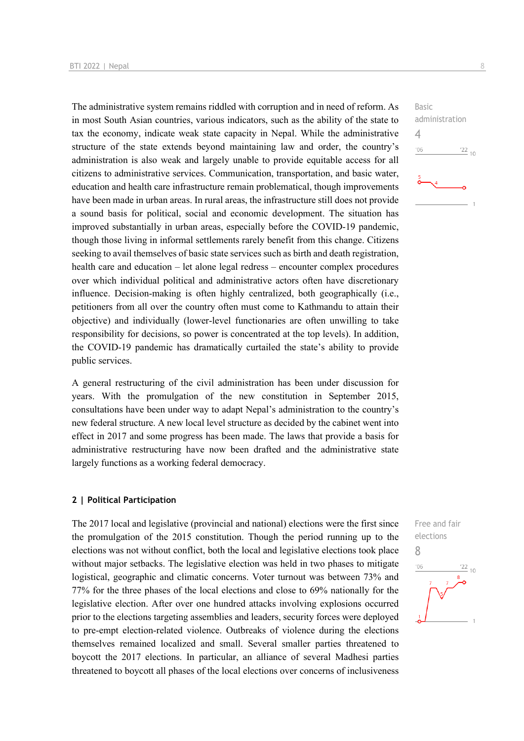The administrative system remains riddled with corruption and in need of reform. As in most South Asian countries, various indicators, such as the ability of the state to tax the economy, indicate weak state capacity in Nepal. While the administrative structure of the state extends beyond maintaining law and order, the country's administration is also weak and largely unable to provide equitable access for all citizens to administrative services. Communication, transportation, and basic water, education and health care infrastructure remain problematical, though improvements have been made in urban areas. In rural areas, the infrastructure still does not provide a sound basis for political, social and economic development. The situation has improved substantially in urban areas, especially before the COVID-19 pandemic, though those living in informal settlements rarely benefit from this change. Citizens seeking to avail themselves of basic state services such as birth and death registration, health care and education – let alone legal redress – encounter complex procedures over which individual political and administrative actors often have discretionary influence. Decision-making is often highly centralized, both geographically (i.e., petitioners from all over the country often must come to Kathmandu to attain their objective) and individually (lower-level functionaries are often unwilling to take responsibility for decisions, so power is concentrated at the top levels). In addition, the COVID-19 pandemic has dramatically curtailed the state's ability to provide public services.

Basic administration
4

A general restructuring of the civil administration has been under discussion for years. With the promulgation of the new constitution in September 2015, consultations have been under way to adapt Nepal's administration to the country's new federal structure. A new local level structure as decided by the cabinet went into effect in 2017 and some progress has been made. The laws that provide a basis for administrative restructuring have now been drafted and the administrative state largely functions as a working federal democracy.

## 2 | Political Participation

The 2017 local and legislative (provincial and national) elections were the first since the promulgation of the 2015 constitution. Though the period running up to the elections was not without conflict, both the local and legislative elections took place without major setbacks. The legislative election was held in two phases to mitigate logistical, geographic and climatic concerns. Voter turnout was between 73% and 77% for the three phases of the local elections and close to 69% nationally for the legislative election. After over one hundred attacks involving explosions occurred prior to the elections targeting assemblies and leaders, security forces were deployed to pre-empt election-related violence. Outbreaks of violence during the elections themselves remained localized and small. Several smaller parties threatened to boycott the 2017 elections. In particular, an alliance of several Madhesi parties threatened to boycott all phases of the local elections over concerns of inclusiveness

Free and fair elections
8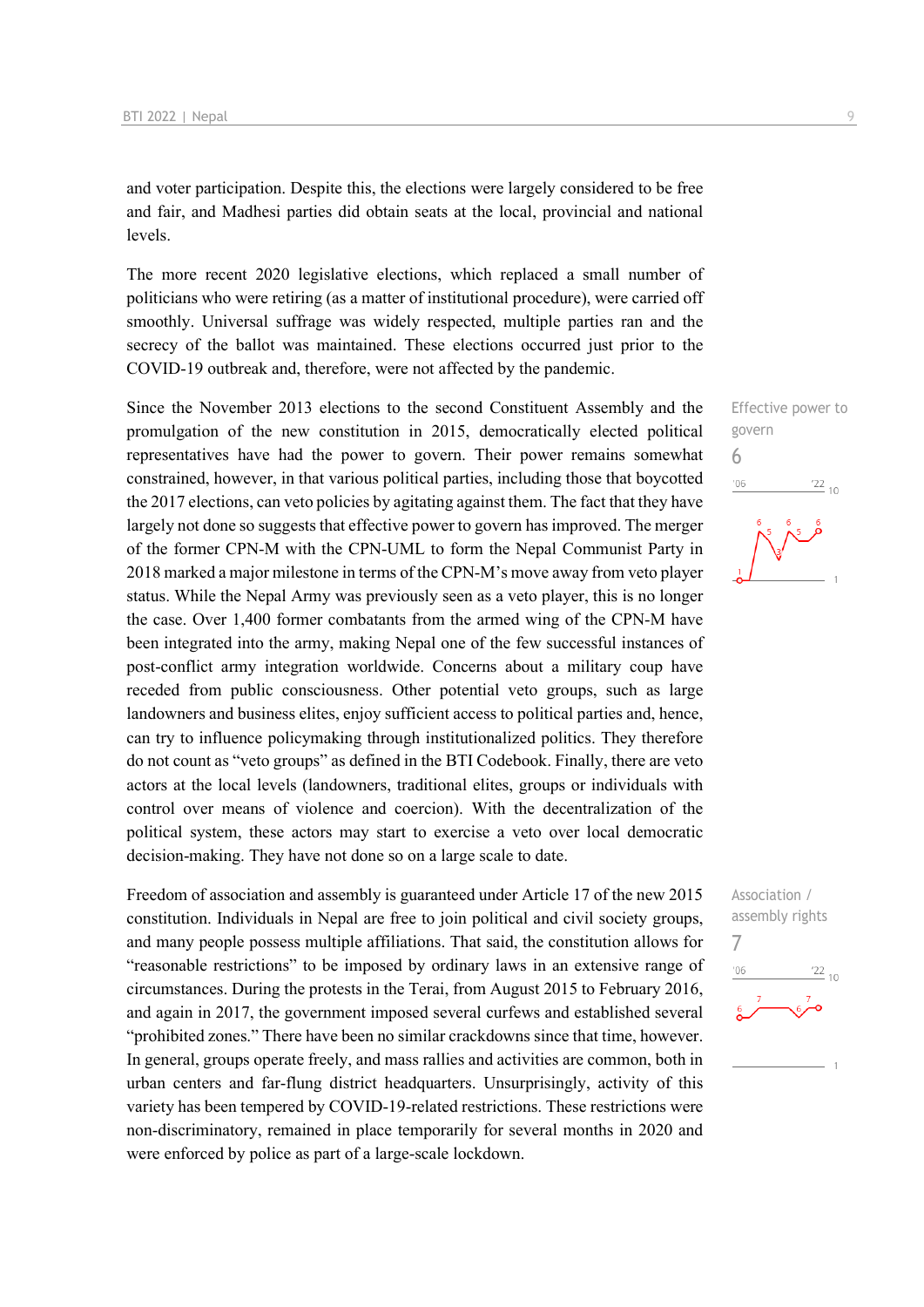and voter participation. Despite this, the elections were largely considered to be free and fair, and Madhesi parties did obtain seats at the local, provincial and national levels.

The more recent 2020 legislative elections, which replaced a small number of politicians who were retiring (as a matter of institutional procedure), were carried off smoothly. Universal suffrage was widely respected, multiple parties ran and the secrecy of the ballot was maintained. These elections occurred just prior to the COVID-19 outbreak and, therefore, were not affected by the pandemic.

Effective power to govern
6

Since the November 2013 elections to the second Constituent Assembly and the promulgation of the new constitution in 2015, democratically elected political representatives have had the power to govern. Their power remains somewhat constrained, however, in that various political parties, including those that boycotted the 2017 elections, can veto policies by agitating against them. The fact that they have largely not done so suggests that effective power to govern has improved. The merger of the former CPN-M with the CPN-UML to form the Nepal Communist Party in 2018 marked a major milestone in terms of the CPN-M's move away from veto player status. While the Nepal Army was previously seen as a veto player, this is no longer the case. Over 1,400 former combatants from the armed wing of the CPN-M have been integrated into the army, making Nepal one of the few successful instances of post-conflict army integration worldwide. Concerns about a military coup have receded from public consciousness. Other potential veto groups, such as large landowners and business elites, enjoy sufficient access to political parties and, hence, can try to influence policymaking through institutionalized politics. They therefore do not count as "veto groups" as defined in the BTI Codebook. Finally, there are veto actors at the local levels (landowners, traditional elites, groups or individuals with control over means of violence and coercion). With the decentralization of the political system, these actors may start to exercise a veto over local democratic decision-making. They have not done so on a large scale to date.

Association / assembly rights
7

Freedom of association and assembly is guaranteed under Article 17 of the new 2015 constitution. Individuals in Nepal are free to join political and civil society groups, and many people possess multiple affiliations. That said, the constitution allows for "reasonable restrictions" to be imposed by ordinary laws in an extensive range of circumstances. During the protests in the Terai, from August 2015 to February 2016, and again in 2017, the government imposed several curfews and established several "prohibited zones." There have been no similar crackdowns since that time, however. In general, groups operate freely, and mass rallies and activities are common, both in urban centers and far-flung district headquarters. Unsurprisingly, activity of this variety has been tempered by COVID-19-related restrictions. These restrictions were non-discriminatory, remained in place temporarily for several months in 2020 and were enforced by police as part of a large-scale lockdown.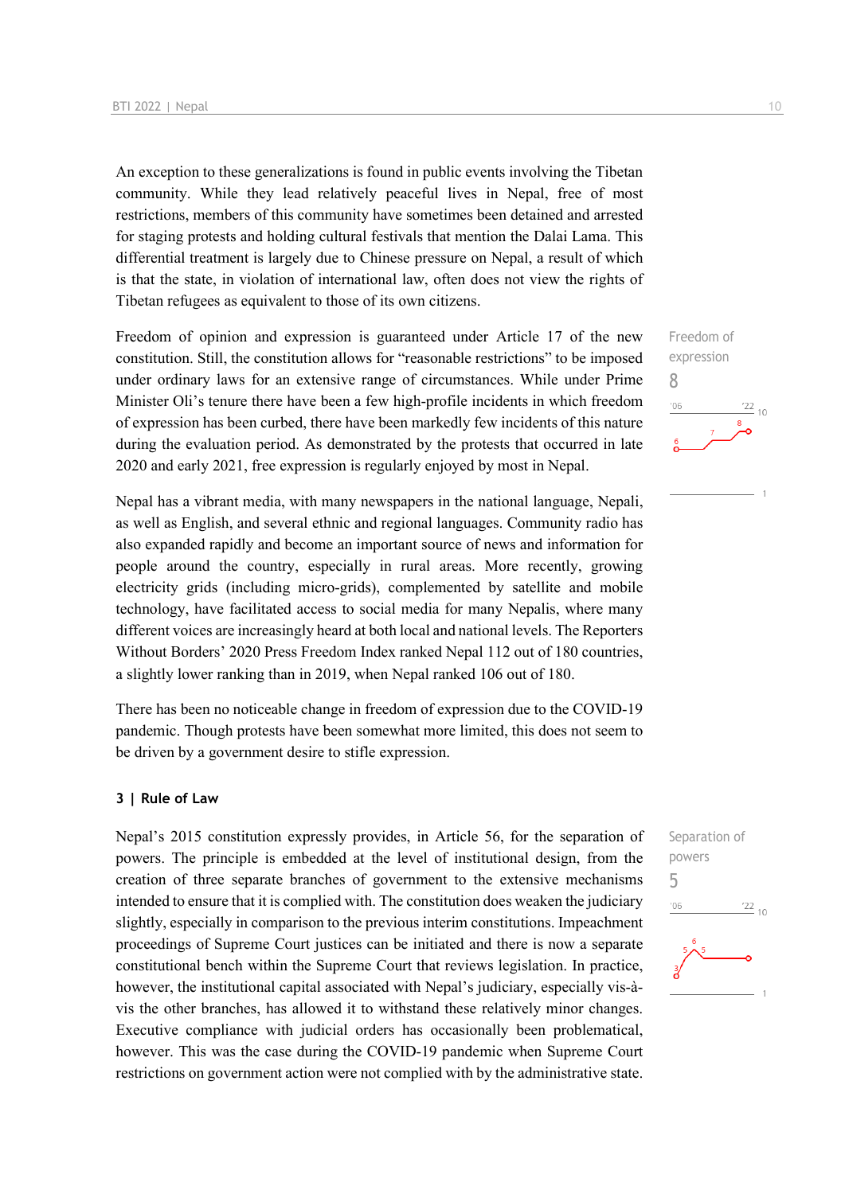An exception to these generalizations is found in public events involving the Tibetan community. While they lead relatively peaceful lives in Nepal, free of most restrictions, members of this community have sometimes been detained and arrested for staging protests and holding cultural festivals that mention the Dalai Lama. This differential treatment is largely due to Chinese pressure on Nepal, a result of which is that the state, in violation of international law, often does not view the rights of Tibetan refugees as equivalent to those of its own citizens.

Freedom of expression
8

Freedom of opinion and expression is guaranteed under Article 17 of the new constitution. Still, the constitution allows for "reasonable restrictions" to be imposed under ordinary laws for an extensive range of circumstances. While under Prime Minister Oli's tenure there have been a few high-profile incidents in which freedom of expression has been curbed, there have been markedly few incidents of this nature during the evaluation period. As demonstrated by the protests that occurred in late 2020 and early 2021, free expression is regularly enjoyed by most in Nepal.

Nepal has a vibrant media, with many newspapers in the national language, Nepali, as well as English, and several ethnic and regional languages. Community radio has also expanded rapidly and become an important source of news and information for people around the country, especially in rural areas. More recently, growing electricity grids (including micro-grids), complemented by satellite and mobile technology, have facilitated access to social media for many Nepalis, where many different voices are increasingly heard at both local and national levels. The Reporters Without Borders' 2020 Press Freedom Index ranked Nepal 112 out of 180 countries, a slightly lower ranking than in 2019, when Nepal ranked 106 out of 180.

There has been no noticeable change in freedom of expression due to the COVID-19 pandemic. Though protests have been somewhat more limited, this does not seem to be driven by a government desire to stifle expression.

## 3 | Rule of Law

Separation of powers
5

Nepal's 2015 constitution expressly provides, in Article 56, for the separation of powers. The principle is embedded at the level of institutional design, from the creation of three separate branches of government to the extensive mechanisms intended to ensure that it is complied with. The constitution does weaken the judiciary slightly, especially in comparison to the previous interim constitutions. Impeachment proceedings of Supreme Court justices can be initiated and there is now a separate constitutional bench within the Supreme Court that reviews legislation. In practice, however, the institutional capital associated with Nepal's judiciary, especially vis-à-vis the other branches, has allowed it to withstand these relatively minor changes. Executive compliance with judicial orders has occasionally been problematical, however. This was the case during the COVID-19 pandemic when Supreme Court restrictions on government action were not complied with by the administrative state.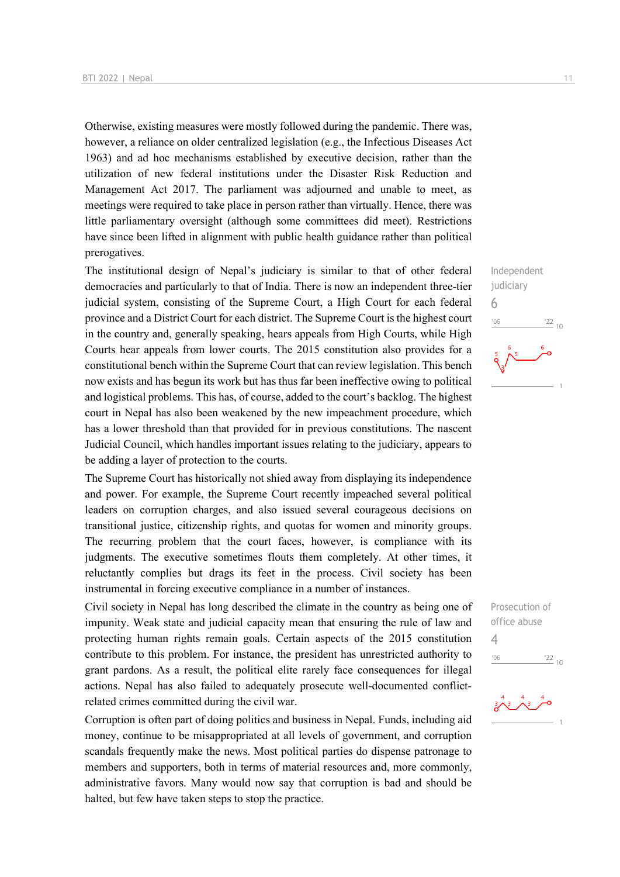Otherwise, existing measures were mostly followed during the pandemic. There was, however, a reliance on older centralized legislation (e.g., the Infectious Diseases Act 1963) and ad hoc mechanisms established by executive decision, rather than the utilization of new federal institutions under the Disaster Risk Reduction and Management Act 2017. The parliament was adjourned and unable to meet, as meetings were required to take place in person rather than virtually. Hence, there was little parliamentary oversight (although some committees did meet). Restrictions have since been lifted in alignment with public health guidance rather than political prerogatives.

Independent judiciary
6

The institutional design of Nepal's judiciary is similar to that of other federal democracies and particularly to that of India. There is now an independent three-tier judicial system, consisting of the Supreme Court, a High Court for each federal province and a District Court for each district. The Supreme Court is the highest court in the country and, generally speaking, hears appeals from High Courts, while High Courts hear appeals from lower courts. The 2015 constitution also provides for a constitutional bench within the Supreme Court that can review legislation. This bench now exists and has begun its work but has thus far been ineffective owing to political and logistical problems. This has, of course, added to the court's backlog. The highest court in Nepal has also been weakened by the new impeachment procedure, which has a lower threshold than that provided for in previous constitutions. The nascent Judicial Council, which handles important issues relating to the judiciary, appears to be adding a layer of protection to the courts.

The Supreme Court has historically not shied away from displaying its independence and power. For example, the Supreme Court recently impeached several political leaders on corruption charges, and also issued several courageous decisions on transitional justice, citizenship rights, and quotas for women and minority groups. The recurring problem that the court faces, however, is compliance with its judgments. The executive sometimes flouts them completely. At other times, it reluctantly complies but drags its feet in the process. Civil society has been instrumental in forcing executive compliance in a number of instances.

Prosecution of office abuse
4

Civil society in Nepal has long described the climate in the country as being one of impunity. Weak state and judicial capacity mean that ensuring the rule of law and protecting human rights remain goals. Certain aspects of the 2015 constitution contribute to this problem. For instance, the president has unrestricted authority to grant pardons. As a result, the political elite rarely face consequences for illegal actions. Nepal has also failed to adequately prosecute well-documented conflict-related crimes committed during the civil war.

Corruption is often part of doing politics and business in Nepal. Funds, including aid money, continue to be misappropriated at all levels of government, and corruption scandals frequently make the news. Most political parties do dispense patronage to members and supporters, both in terms of material resources and, more commonly, administrative favors. Many would now say that corruption is bad and should be halted, but few have taken steps to stop the practice.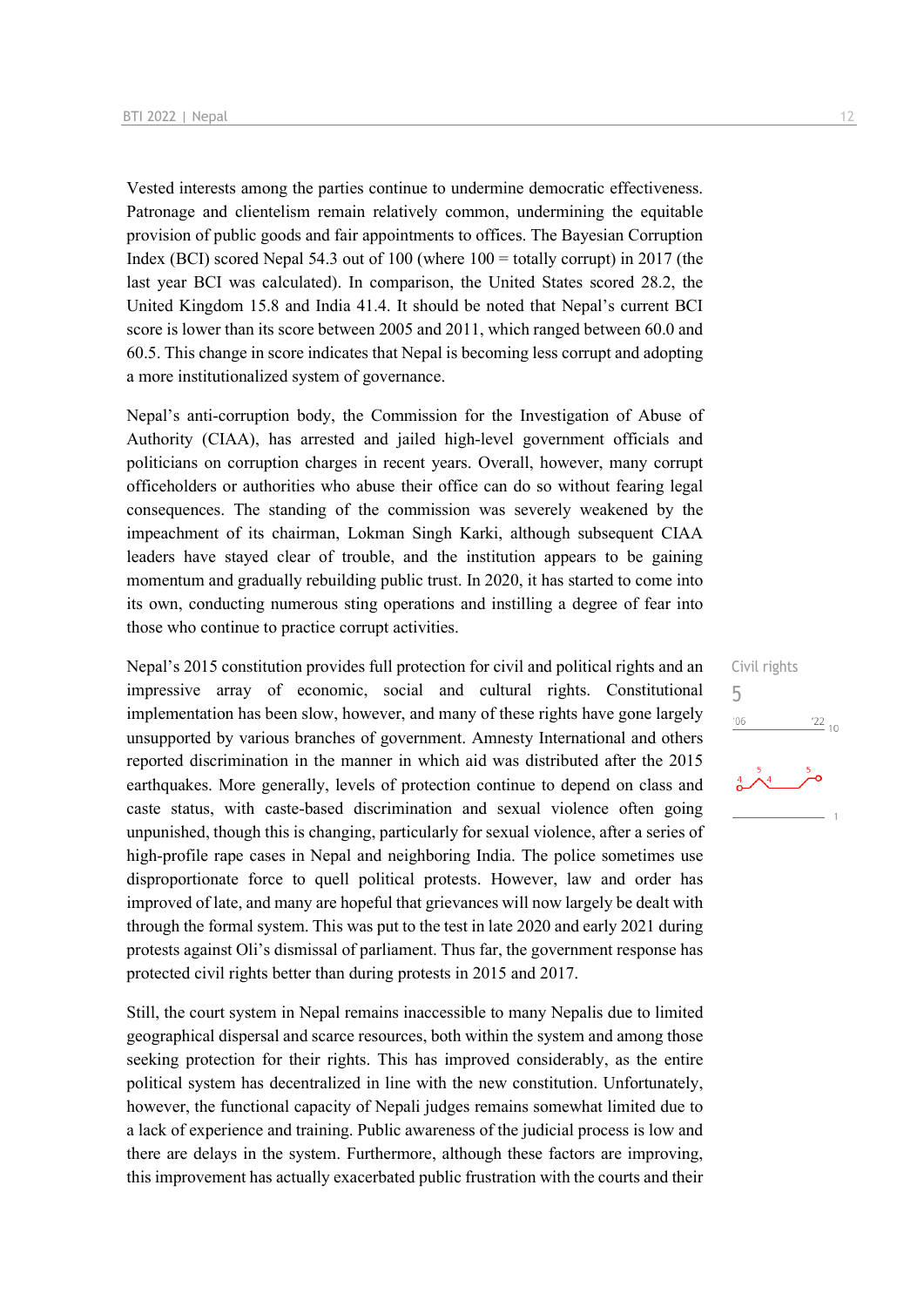Vested interests among the parties continue to undermine democratic effectiveness. Patronage and clientelism remain relatively common, undermining the equitable provision of public goods and fair appointments to offices. The Bayesian Corruption Index (BCI) scored Nepal 54.3 out of 100 (where 100 = totally corrupt) in 2017 (the last year BCI was calculated). In comparison, the United States scored 28.2, the United Kingdom 15.8 and India 41.4. It should be noted that Nepal's current BCI score is lower than its score between 2005 and 2011, which ranged between 60.0 and 60.5. This change in score indicates that Nepal is becoming less corrupt and adopting a more institutionalized system of governance.

Nepal's anti-corruption body, the Commission for the Investigation of Abuse of Authority (CIAA), has arrested and jailed high-level government officials and politicians on corruption charges in recent years. Overall, however, many corrupt officeholders or authorities who abuse their office can do so without fearing legal consequences. The standing of the commission was severely weakened by the impeachment of its chairman, Lokman Singh Karki, although subsequent CIAA leaders have stayed clear of trouble, and the institution appears to be gaining momentum and gradually rebuilding public trust. In 2020, it has started to come into its own, conducting numerous sting operations and instilling a degree of fear into those who continue to practice corrupt activities.

Civil rights
5

Nepal's 2015 constitution provides full protection for civil and political rights and an impressive array of economic, social and cultural rights. Constitutional implementation has been slow, however, and many of these rights have gone largely unsupported by various branches of government. Amnesty International and others reported discrimination in the manner in which aid was distributed after the 2015 earthquakes. More generally, levels of protection continue to depend on class and caste status, with caste-based discrimination and sexual violence often going unpunished, though this is changing, particularly for sexual violence, after a series of high-profile rape cases in Nepal and neighboring India. The police sometimes use disproportionate force to quell political protests. However, law and order has improved of late, and many are hopeful that grievances will now largely be dealt with through the formal system. This was put to the test in late 2020 and early 2021 during protests against Oli's dismissal of parliament. Thus far, the government response has protected civil rights better than during protests in 2015 and 2017.

Still, the court system in Nepal remains inaccessible to many Nepalis due to limited geographical dispersal and scarce resources, both within the system and among those seeking protection for their rights. This has improved considerably, as the entire political system has decentralized in line with the new constitution. Unfortunately, however, the functional capacity of Nepali judges remains somewhat limited due to a lack of experience and training. Public awareness of the judicial process is low and there are delays in the system. Furthermore, although these factors are improving, this improvement has actually exacerbated public frustration with the courts and their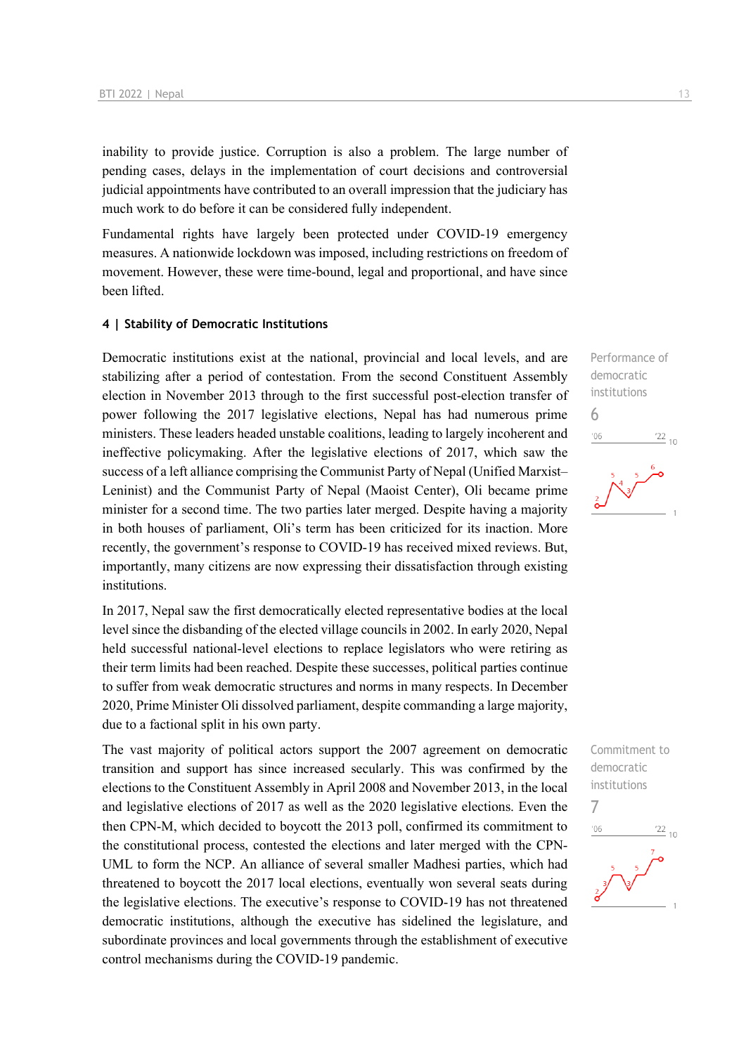inability to provide justice. Corruption is also a problem. The large number of pending cases, delays in the implementation of court decisions and controversial judicial appointments have contributed to an overall impression that the judiciary has much work to do before it can be considered fully independent.

Fundamental rights have largely been protected under COVID-19 emergency measures. A nationwide lockdown was imposed, including restrictions on freedom of movement. However, these were time-bound, legal and proportional, and have since been lifted.

## 4 | Stability of Democratic Institutions

Performance of democratic institutions
6

Democratic institutions exist at the national, provincial and local levels, and are stabilizing after a period of contestation. From the second Constituent Assembly election in November 2013 through to the first successful post-election transfer of power following the 2017 legislative elections, Nepal has had numerous prime ministers. These leaders headed unstable coalitions, leading to largely incoherent and ineffective policymaking. After the legislative elections of 2017, which saw the success of a left alliance comprising the Communist Party of Nepal (Unified Marxist–Leninist) and the Communist Party of Nepal (Maoist Center), Oli became prime minister for a second time. The two parties later merged. Despite having a majority in both houses of parliament, Oli's term has been criticized for its inaction. More recently, the government's response to COVID-19 has received mixed reviews. But, importantly, many citizens are now expressing their dissatisfaction through existing institutions.

In 2017, Nepal saw the first democratically elected representative bodies at the local level since the disbanding of the elected village councils in 2002. In early 2020, Nepal held successful national-level elections to replace legislators who were retiring as their term limits had been reached. Despite these successes, political parties continue to suffer from weak democratic structures and norms in many respects. In December 2020, Prime Minister Oli dissolved parliament, despite commanding a large majority, due to a factional split in his own party.

Commitment to democratic institutions
7

The vast majority of political actors support the 2007 agreement on democratic transition and support has since increased secularly. This was confirmed by the elections to the Constituent Assembly in April 2008 and November 2013, in the local and legislative elections of 2017 as well as the 2020 legislative elections. Even the then CPN-M, which decided to boycott the 2013 poll, confirmed its commitment to the constitutional process, contested the elections and later merged with the CPN-UML to form the NCP. An alliance of several smaller Madhesi parties, which had threatened to boycott the 2017 local elections, eventually won several seats during the legislative elections. The executive's response to COVID-19 has not threatened democratic institutions, although the executive has sidelined the legislature, and subordinate provinces and local governments through the establishment of executive control mechanisms during the COVID-19 pandemic.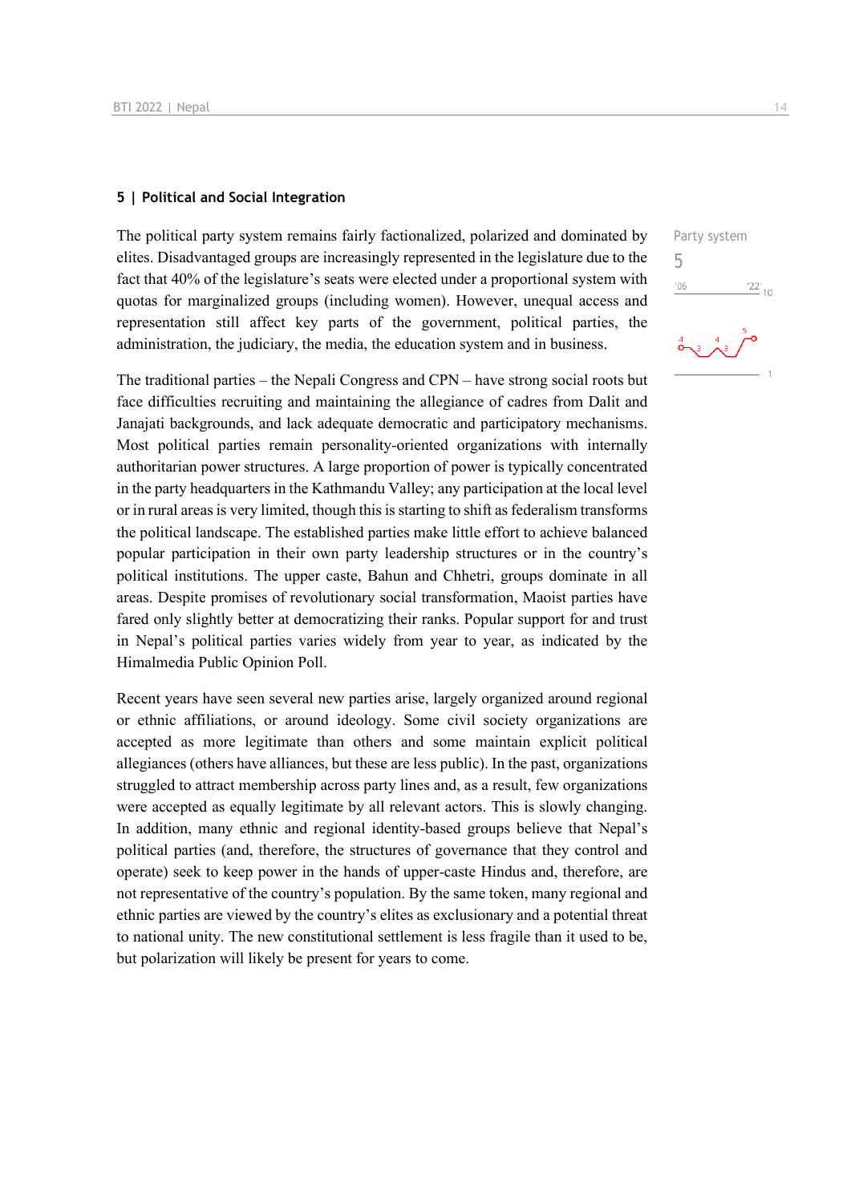## 5 | Political and Social Integration

Party system

5

The political party system remains fairly factionalized, polarized and dominated by elites. Disadvantaged groups are increasingly represented in the legislature due to the fact that 40% of the legislature's seats were elected under a proportional system with quotas for marginalized groups (including women). However, unequal access and representation still affect key parts of the government, political parties, the administration, the judiciary, the media, the education system and in business.

The traditional parties – the Nepali Congress and CPN – have strong social roots but face difficulties recruiting and maintaining the allegiance of cadres from Dalit and Janajati backgrounds, and lack adequate democratic and participatory mechanisms. Most political parties remain personality-oriented organizations with internally authoritarian power structures. A large proportion of power is typically concentrated in the party headquarters in the Kathmandu Valley; any participation at the local level or in rural areas is very limited, though this is starting to shift as federalism transforms the political landscape. The established parties make little effort to achieve balanced popular participation in their own party leadership structures or in the country's political institutions. The upper caste, Bahun and Chhetri, groups dominate in all areas. Despite promises of revolutionary social transformation, Maoist parties have fared only slightly better at democratizing their ranks. Popular support for and trust in Nepal's political parties varies widely from year to year, as indicated by the Himalmedia Public Opinion Poll.

Recent years have seen several new parties arise, largely organized around regional or ethnic affiliations, or around ideology. Some civil society organizations are accepted as more legitimate than others and some maintain explicit political allegiances (others have alliances, but these are less public). In the past, organizations struggled to attract membership across party lines and, as a result, few organizations were accepted as equally legitimate by all relevant actors. This is slowly changing. In addition, many ethnic and regional identity-based groups believe that Nepal's political parties (and, therefore, the structures of governance that they control and operate) seek to keep power in the hands of upper-caste Hindus and, therefore, are not representative of the country's population. By the same token, many regional and ethnic parties are viewed by the country's elites as exclusionary and a potential threat to national unity. The new constitutional settlement is less fragile than it used to be, but polarization will likely be present for years to come.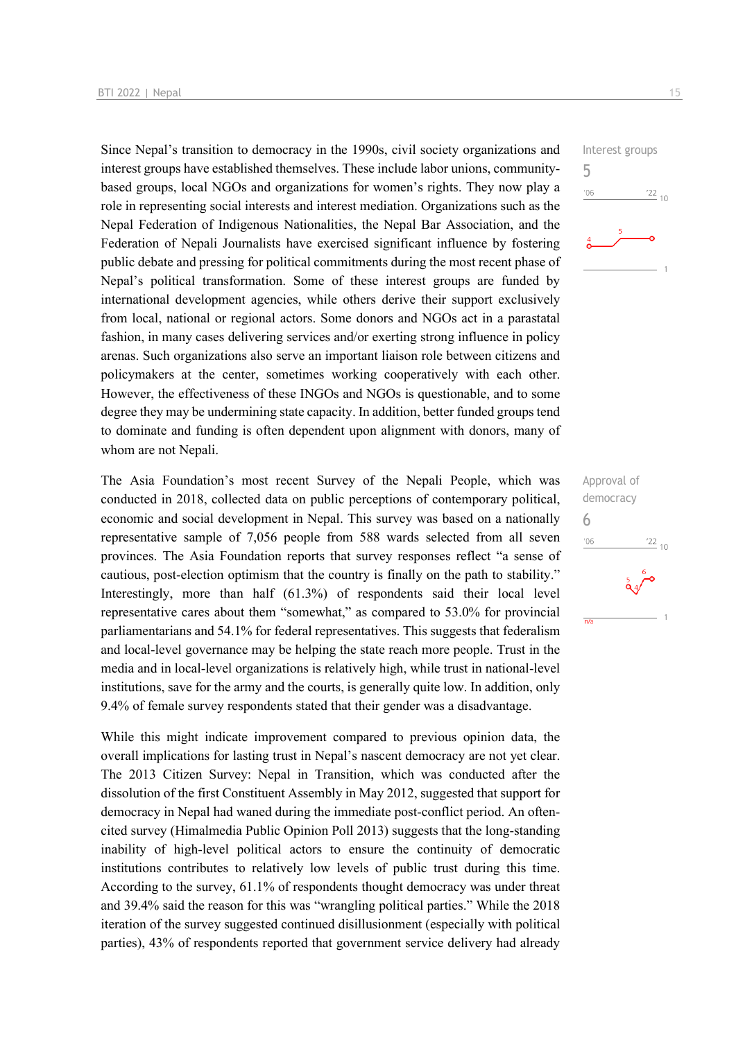Since Nepal's transition to democracy in the 1990s, civil society organizations and interest groups have established themselves. These include labor unions, community-based groups, local NGOs and organizations for women's rights. They now play a role in representing social interests and interest mediation. Organizations such as the Nepal Federation of Indigenous Nationalities, the Nepal Bar Association, and the Federation of Nepali Journalists have exercised significant influence by fostering public debate and pressing for political commitments during the most recent phase of Nepal's political transformation. Some of these interest groups are funded by international development agencies, while others derive their support exclusively from local, national or regional actors. Some donors and NGOs act in a parastatal fashion, in many cases delivering services and/or exerting strong influence in policy arenas. Such organizations also serve an important liaison role between citizens and policymakers at the center, sometimes working cooperatively with each other. However, the effectiveness of these INGOs and NGOs is questionable, and to some degree they may be undermining state capacity. In addition, better funded groups tend to dominate and funding is often dependent upon alignment with donors, many of whom are not Nepali.

Interest groups
5

The Asia Foundation's most recent Survey of the Nepali People, which was conducted in 2018, collected data on public perceptions of contemporary political, economic and social development in Nepal. This survey was based on a nationally representative sample of 7,056 people from 588 wards selected from all seven provinces. The Asia Foundation reports that survey responses reflect "a sense of cautious, post-election optimism that the country is finally on the path to stability." Interestingly, more than half (61.3%) of respondents said their local level representative cares about them "somewhat," as compared to 53.0% for provincial parliamentarians and 54.1% for federal representatives. This suggests that federalism and local-level governance may be helping the state reach more people. Trust in the media and in local-level organizations is relatively high, while trust in national-level institutions, save for the army and the courts, is generally quite low. In addition, only 9.4% of female survey respondents stated that their gender was a disadvantage.

Approval of democracy
6

While this might indicate improvement compared to previous opinion data, the overall implications for lasting trust in Nepal's nascent democracy are not yet clear. The 2013 Citizen Survey: Nepal in Transition, which was conducted after the dissolution of the first Constituent Assembly in May 2012, suggested that support for democracy in Nepal had waned during the immediate post-conflict period. An often-cited survey (Himalmedia Public Opinion Poll 2013) suggests that the long-standing inability of high-level political actors to ensure the continuity of democratic institutions contributes to relatively low levels of public trust during this time. According to the survey, 61.1% of respondents thought democracy was under threat and 39.4% said the reason for this was "wrangling political parties." While the 2018 iteration of the survey suggested continued disillusionment (especially with political parties), 43% of respondents reported that government service delivery had already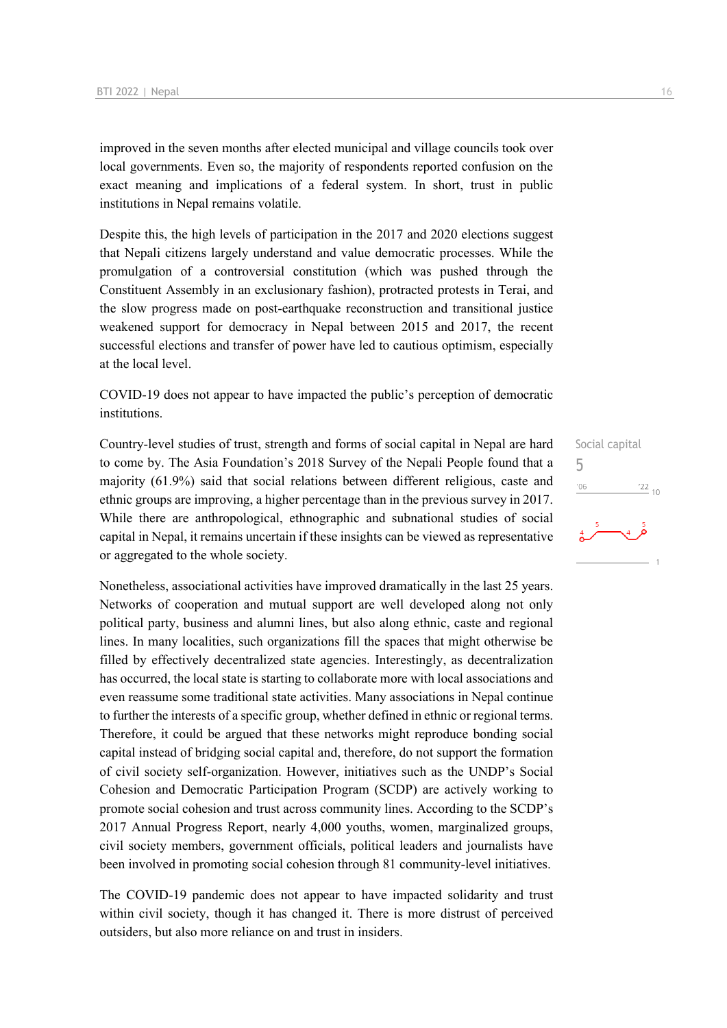improved in the seven months after elected municipal and village councils took over local governments. Even so, the majority of respondents reported confusion on the exact meaning and implications of a federal system. In short, trust in public institutions in Nepal remains volatile.

Despite this, the high levels of participation in the 2017 and 2020 elections suggest that Nepali citizens largely understand and value democratic processes. While the promulgation of a controversial constitution (which was pushed through the Constituent Assembly in an exclusionary fashion), protracted protests in Terai, and the slow progress made on post-earthquake reconstruction and transitional justice weakened support for democracy in Nepal between 2015 and 2017, the recent successful elections and transfer of power have led to cautious optimism, especially at the local level.

COVID-19 does not appear to have impacted the public's perception of democratic institutions.

Social capital
5

Country-level studies of trust, strength and forms of social capital in Nepal are hard to come by. The Asia Foundation's 2018 Survey of the Nepali People found that a majority (61.9%) said that social relations between different religious, caste and ethnic groups are improving, a higher percentage than in the previous survey in 2017. While there are anthropological, ethnographic and subnational studies of social capital in Nepal, it remains uncertain if these insights can be viewed as representative or aggregated to the whole society.

Nonetheless, associational activities have improved dramatically in the last 25 years. Networks of cooperation and mutual support are well developed along not only political party, business and alumni lines, but also along ethnic, caste and regional lines. In many localities, such organizations fill the spaces that might otherwise be filled by effectively decentralized state agencies. Interestingly, as decentralization has occurred, the local state is starting to collaborate more with local associations and even reassume some traditional state activities. Many associations in Nepal continue to further the interests of a specific group, whether defined in ethnic or regional terms. Therefore, it could be argued that these networks might reproduce bonding social capital instead of bridging social capital and, therefore, do not support the formation of civil society self-organization. However, initiatives such as the UNDP's Social Cohesion and Democratic Participation Program (SCDP) are actively working to promote social cohesion and trust across community lines. According to the SCDP's 2017 Annual Progress Report, nearly 4,000 youths, women, marginalized groups, civil society members, government officials, political leaders and journalists have been involved in promoting social cohesion through 81 community-level initiatives.

The COVID-19 pandemic does not appear to have impacted solidarity and trust within civil society, though it has changed it. There is more distrust of perceived outsiders, but also more reliance on and trust in insiders.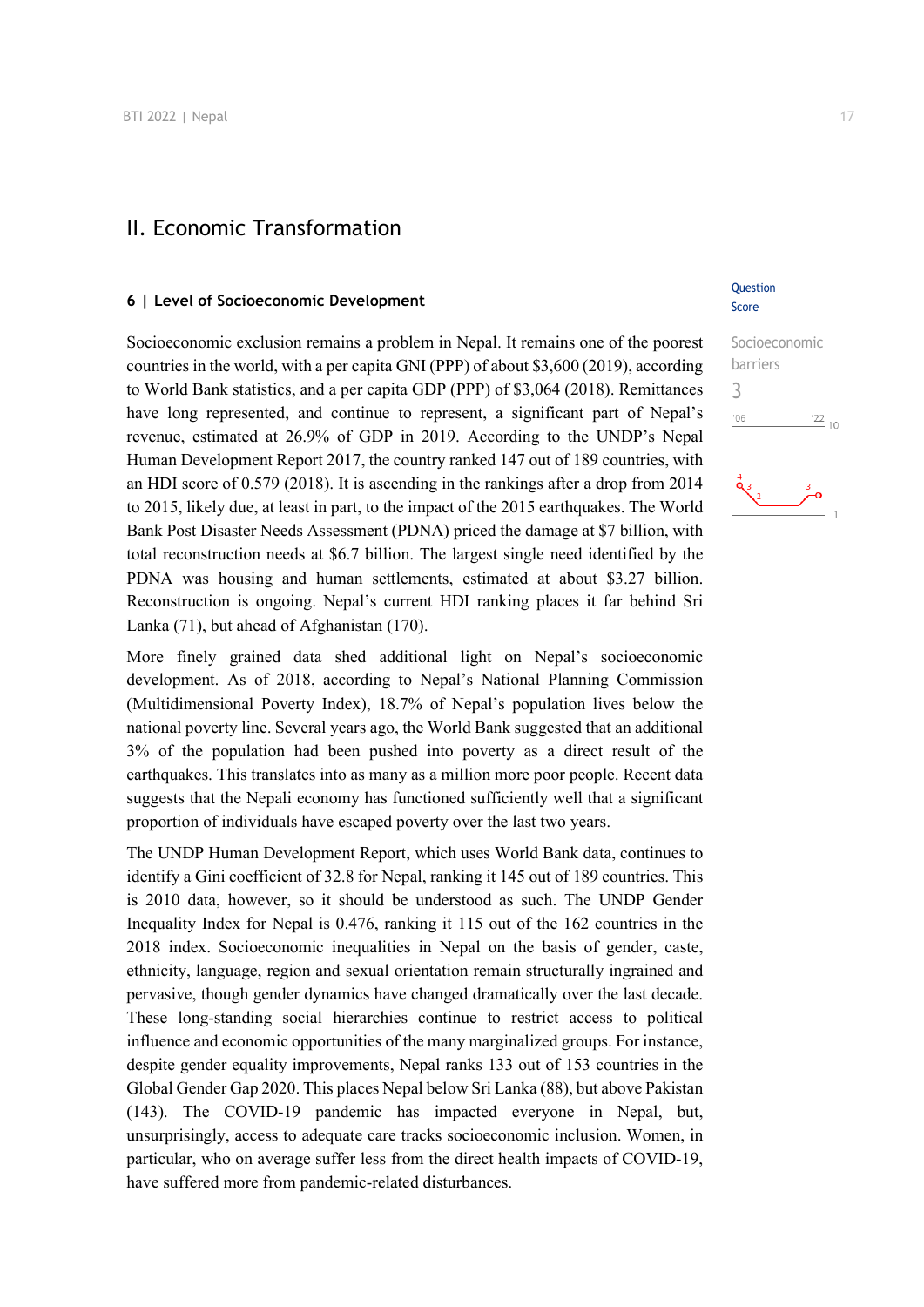## II. Economic Transformation

### 6 | Level of Socioeconomic Development

Question Score

Socioeconomic barriers

3

Socioeconomic exclusion remains a problem in Nepal. It remains one of the poorest countries in the world, with a per capita GNI (PPP) of about $3,600 (2019), according to World Bank statistics, and a per capita GDP (PPP) of $3,064 (2018). Remittances have long represented, and continue to represent, a significant part of Nepal's revenue, estimated at 26.9% of GDP in 2019. According to the UNDP's Nepal Human Development Report 2017, the country ranked 147 out of 189 countries, with an HDI score of 0.579 (2018). It is ascending in the rankings after a drop from 2014 to 2015, likely due, at least in part, to the impact of the 2015 earthquakes. The World Bank Post Disaster Needs Assessment (PDNA) priced the damage at $7 billion, with total reconstruction needs at $6.7 billion. The largest single need identified by the PDNA was housing and human settlements, estimated at about $3.27 billion. Reconstruction is ongoing. Nepal's current HDI ranking places it far behind Sri Lanka (71), but ahead of Afghanistan (170).

More finely grained data shed additional light on Nepal's socioeconomic development. As of 2018, according to Nepal's National Planning Commission (Multidimensional Poverty Index), 18.7% of Nepal's population lives below the national poverty line. Several years ago, the World Bank suggested that an additional 3% of the population had been pushed into poverty as a direct result of the earthquakes. This translates into as many as a million more poor people. Recent data suggests that the Nepali economy has functioned sufficiently well that a significant proportion of individuals have escaped poverty over the last two years.

The UNDP Human Development Report, which uses World Bank data, continues to identify a Gini coefficient of 32.8 for Nepal, ranking it 145 out of 189 countries. This is 2010 data, however, so it should be understood as such. The UNDP Gender Inequality Index for Nepal is 0.476, ranking it 115 out of the 162 countries in the 2018 index. Socioeconomic inequalities in Nepal on the basis of gender, caste, ethnicity, language, region and sexual orientation remain structurally ingrained and pervasive, though gender dynamics have changed dramatically over the last decade. These long-standing social hierarchies continue to restrict access to political influence and economic opportunities of the many marginalized groups. For instance, despite gender equality improvements, Nepal ranks 133 out of 153 countries in the Global Gender Gap 2020. This places Nepal below Sri Lanka (88), but above Pakistan (143). The COVID-19 pandemic has impacted everyone in Nepal, but, unsurprisingly, access to adequate care tracks socioeconomic inclusion. Women, in particular, who on average suffer less from the direct health impacts of COVID-19, have suffered more from pandemic-related disturbances.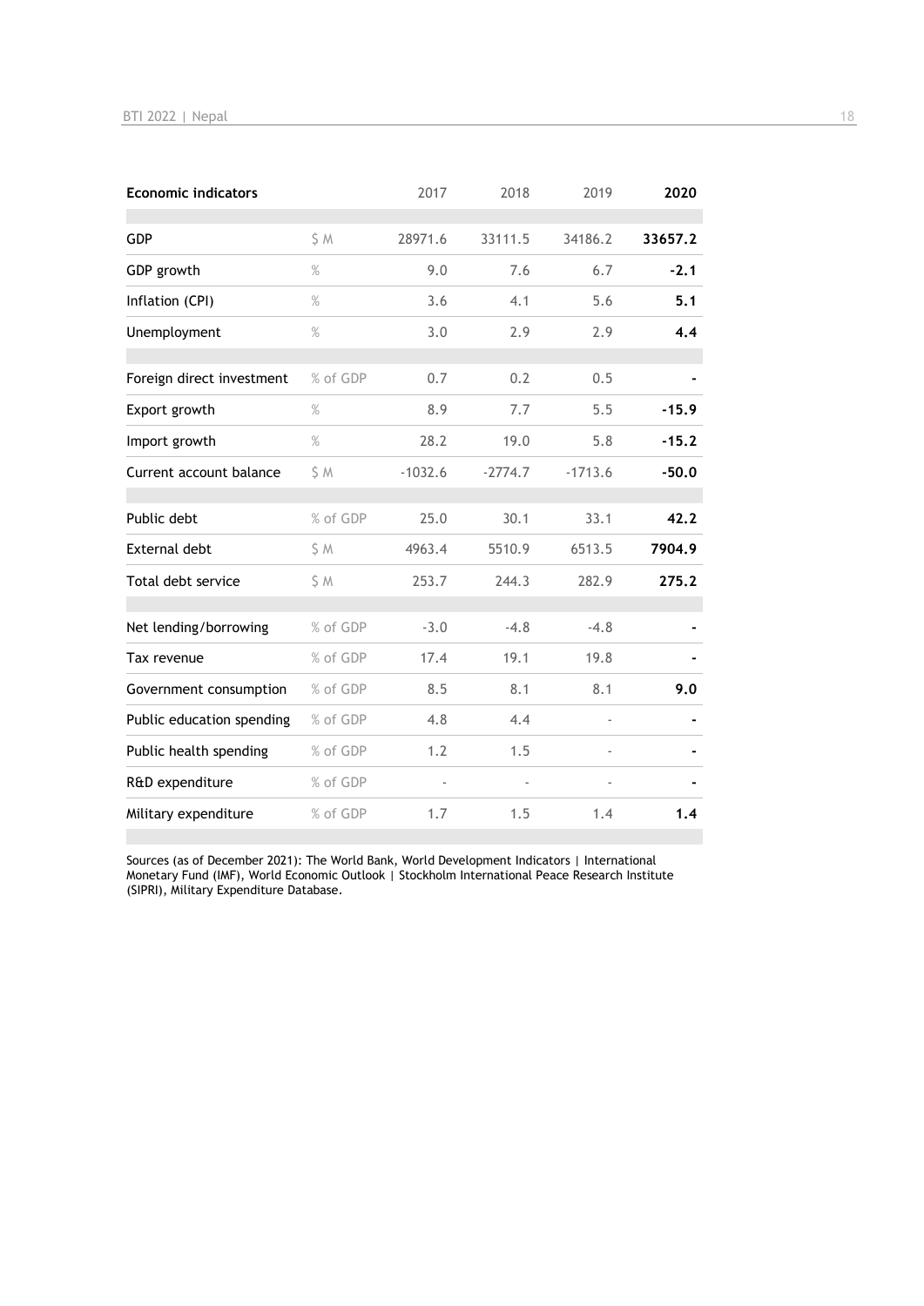| Economic indicators | | 2017 | 2018 | 2019 | 2020 |
|---|---|---|---|---|---|
| GDP | $ M | 28971.6 | 33111.5 | 34186.2 | **33657.2** |
| GDP growth | % | 9.0 | 7.6 | 6.7 | **-2.1** |
| Inflation (CPI) | % | 3.6 | 4.1 | 5.6 | **5.1** |
| Unemployment | % | 3.0 | 2.9 | 2.9 | **4.4** |
| Foreign direct investment | % of GDP | 0.7 | 0.2 | 0.5 | **-** |
| Export growth | % | 8.9 | 7.7 | 5.5 | **-15.9** |
| Import growth | % | 28.2 | 19.0 | 5.8 | **-15.2** |
| Current account balance | $ M | -1032.6 | -2774.7 | -1713.6 | **-50.0** |
| Public debt | % of GDP | 25.0 | 30.1 | 33.1 | **42.2** |
| External debt | $ M | 4963.4 | 5510.9 | 6513.5 | **7904.9** |
| Total debt service | $ M | 253.7 | 244.3 | 282.9 | **275.2** |
| Net lending/borrowing | % of GDP | -3.0 | -4.8 | -4.8 | **-** |
| Tax revenue | % of GDP | 17.4 | 19.1 | 19.8 | **-** |
| Government consumption | % of GDP | 8.5 | 8.1 | 8.1 | **9.0** |
| Public education spending | % of GDP | 4.8 | 4.4 | - | **-** |
| Public health spending | % of GDP | 1.2 | 1.5 | - | **-** |
| R&D expenditure | % of GDP | - | - | - | **-** |
| Military expenditure | % of GDP | 1.7 | 1.5 | 1.4 | **1.4** |

Sources (as of December 2021): The World Bank, World Development Indicators | International Monetary Fund (IMF), World Economic Outlook | Stockholm International Peace Research Institute (SIPRI), Military Expenditure Database.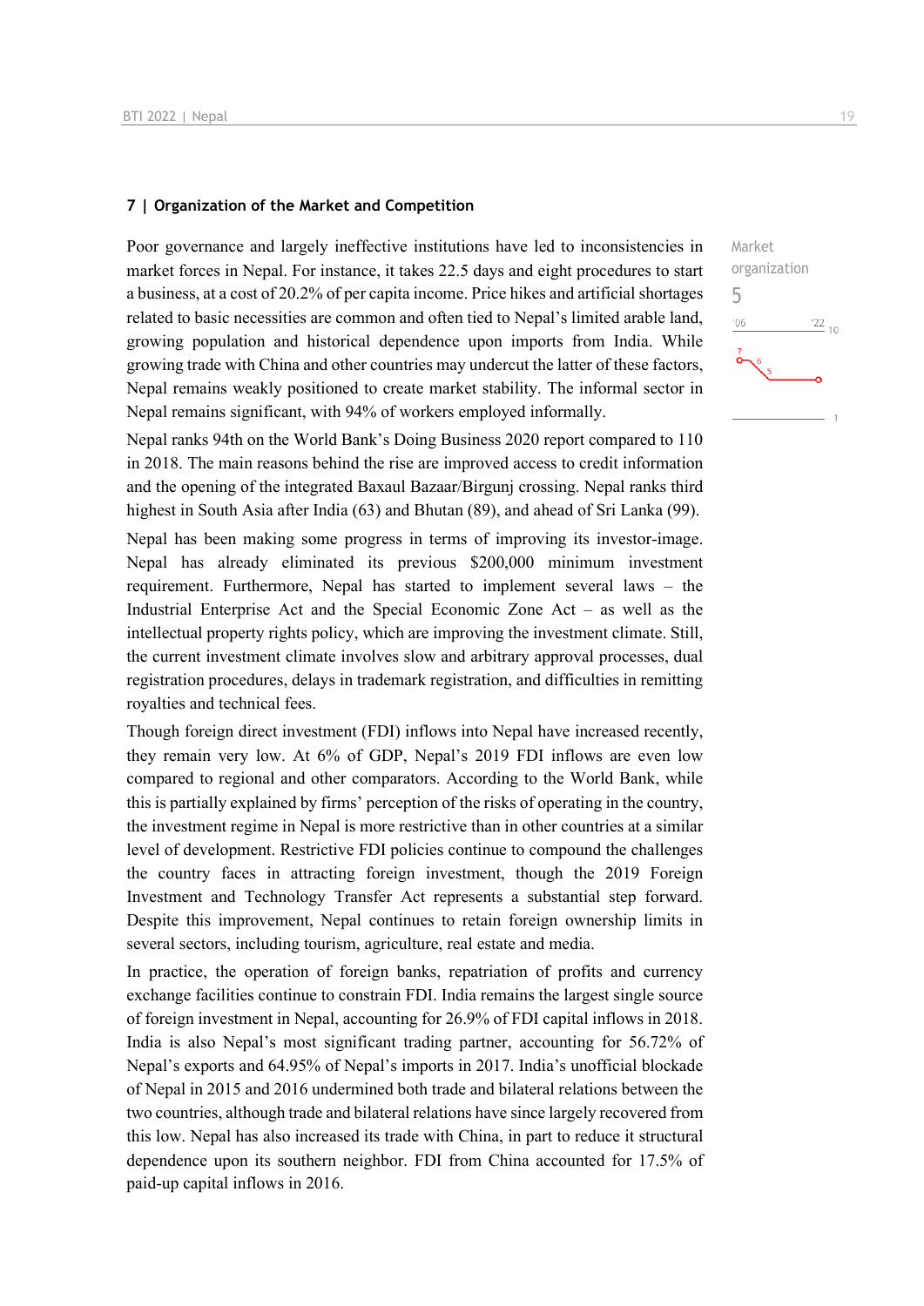## 7 | Organization of the Market and Competition

Market organization
5

Poor governance and largely ineffective institutions have led to inconsistencies in market forces in Nepal. For instance, it takes 22.5 days and eight procedures to start a business, at a cost of 20.2% of per capita income. Price hikes and artificial shortages related to basic necessities are common and often tied to Nepal's limited arable land, growing population and historical dependence upon imports from India. While growing trade with China and other countries may undercut the latter of these factors, Nepal remains weakly positioned to create market stability. The informal sector in Nepal remains significant, with 94% of workers employed informally.

Nepal ranks 94th on the World Bank's Doing Business 2020 report compared to 110 in 2018. The main reasons behind the rise are improved access to credit information and the opening of the integrated Baxaul Bazaar/Birgunj crossing. Nepal ranks third highest in South Asia after India (63) and Bhutan (89), and ahead of Sri Lanka (99).

Nepal has been making some progress in terms of improving its investor-image. Nepal has already eliminated its previous $200,000 minimum investment requirement. Furthermore, Nepal has started to implement several laws – the Industrial Enterprise Act and the Special Economic Zone Act – as well as the intellectual property rights policy, which are improving the investment climate. Still, the current investment climate involves slow and arbitrary approval processes, dual registration procedures, delays in trademark registration, and difficulties in remitting royalties and technical fees.

Though foreign direct investment (FDI) inflows into Nepal have increased recently, they remain very low. At 6% of GDP, Nepal's 2019 FDI inflows are even low compared to regional and other comparators. According to the World Bank, while this is partially explained by firms' perception of the risks of operating in the country, the investment regime in Nepal is more restrictive than in other countries at a similar level of development. Restrictive FDI policies continue to compound the challenges the country faces in attracting foreign investment, though the 2019 Foreign Investment and Technology Transfer Act represents a substantial step forward. Despite this improvement, Nepal continues to retain foreign ownership limits in several sectors, including tourism, agriculture, real estate and media.

In practice, the operation of foreign banks, repatriation of profits and currency exchange facilities continue to constrain FDI. India remains the largest single source of foreign investment in Nepal, accounting for 26.9% of FDI capital inflows in 2018. India is also Nepal's most significant trading partner, accounting for 56.72% of Nepal's exports and 64.95% of Nepal's imports in 2017. India's unofficial blockade of Nepal in 2015 and 2016 undermined both trade and bilateral relations between the two countries, although trade and bilateral relations have since largely recovered from this low. Nepal has also increased its trade with China, in part to reduce it structural dependence upon its southern neighbor. FDI from China accounted for 17.5% of paid-up capital inflows in 2016.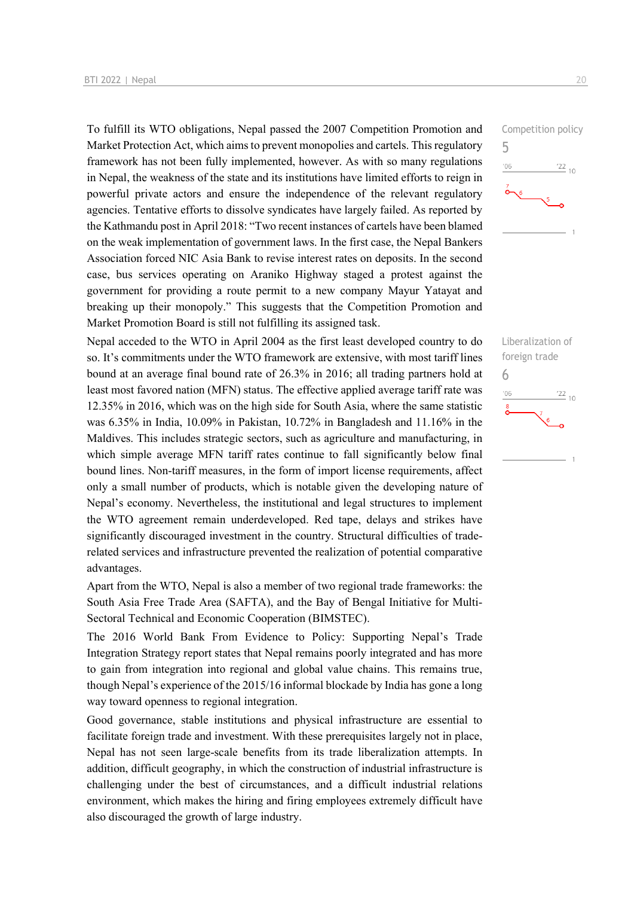To fulfill its WTO obligations, Nepal passed the 2007 Competition Promotion and Market Protection Act, which aims to prevent monopolies and cartels. This regulatory framework has not been fully implemented, however. As with so many regulations in Nepal, the weakness of the state and its institutions have limited efforts to reign in powerful private actors and ensure the independence of the relevant regulatory agencies. Tentative efforts to dissolve syndicates have largely failed. As reported by the Kathmandu post in April 2018: "Two recent instances of cartels have been blamed on the weak implementation of government laws. In the first case, the Nepal Bankers Association forced NIC Asia Bank to revise interest rates on deposits. In the second case, bus services operating on Araniko Highway staged a protest against the government for providing a route permit to a new company Mayur Yatayat and breaking up their monopoly." This suggests that the Competition Promotion and Market Promotion Board is still not fulfilling its assigned task.

Competition policy
5

Nepal acceded to the WTO in April 2004 as the first least developed country to do so. It's commitments under the WTO framework are extensive, with most tariff lines bound at an average final bound rate of 26.3% in 2016; all trading partners hold at least most favored nation (MFN) status. The effective applied average tariff rate was 12.35% in 2016, which was on the high side for South Asia, where the same statistic was 6.35% in India, 10.09% in Pakistan, 10.72% in Bangladesh and 11.16% in the Maldives. This includes strategic sectors, such as agriculture and manufacturing, in which simple average MFN tariff rates continue to fall significantly below final bound lines. Non-tariff measures, in the form of import license requirements, affect only a small number of products, which is notable given the developing nature of Nepal's economy. Nevertheless, the institutional and legal structures to implement the WTO agreement remain underdeveloped. Red tape, delays and strikes have significantly discouraged investment in the country. Structural difficulties of trade-related services and infrastructure prevented the realization of potential comparative advantages.

Liberalization of foreign trade
6

Apart from the WTO, Nepal is also a member of two regional trade frameworks: the South Asia Free Trade Area (SAFTA), and the Bay of Bengal Initiative for Multi-Sectoral Technical and Economic Cooperation (BIMSTEC).

The 2016 World Bank From Evidence to Policy: Supporting Nepal's Trade Integration Strategy report states that Nepal remains poorly integrated and has more to gain from integration into regional and global value chains. This remains true, though Nepal's experience of the 2015/16 informal blockade by India has gone a long way toward openness to regional integration.

Good governance, stable institutions and physical infrastructure are essential to facilitate foreign trade and investment. With these prerequisites largely not in place, Nepal has not seen large-scale benefits from its trade liberalization attempts. In addition, difficult geography, in which the construction of industrial infrastructure is challenging under the best of circumstances, and a difficult industrial relations environment, which makes the hiring and firing employees extremely difficult have also discouraged the growth of large industry.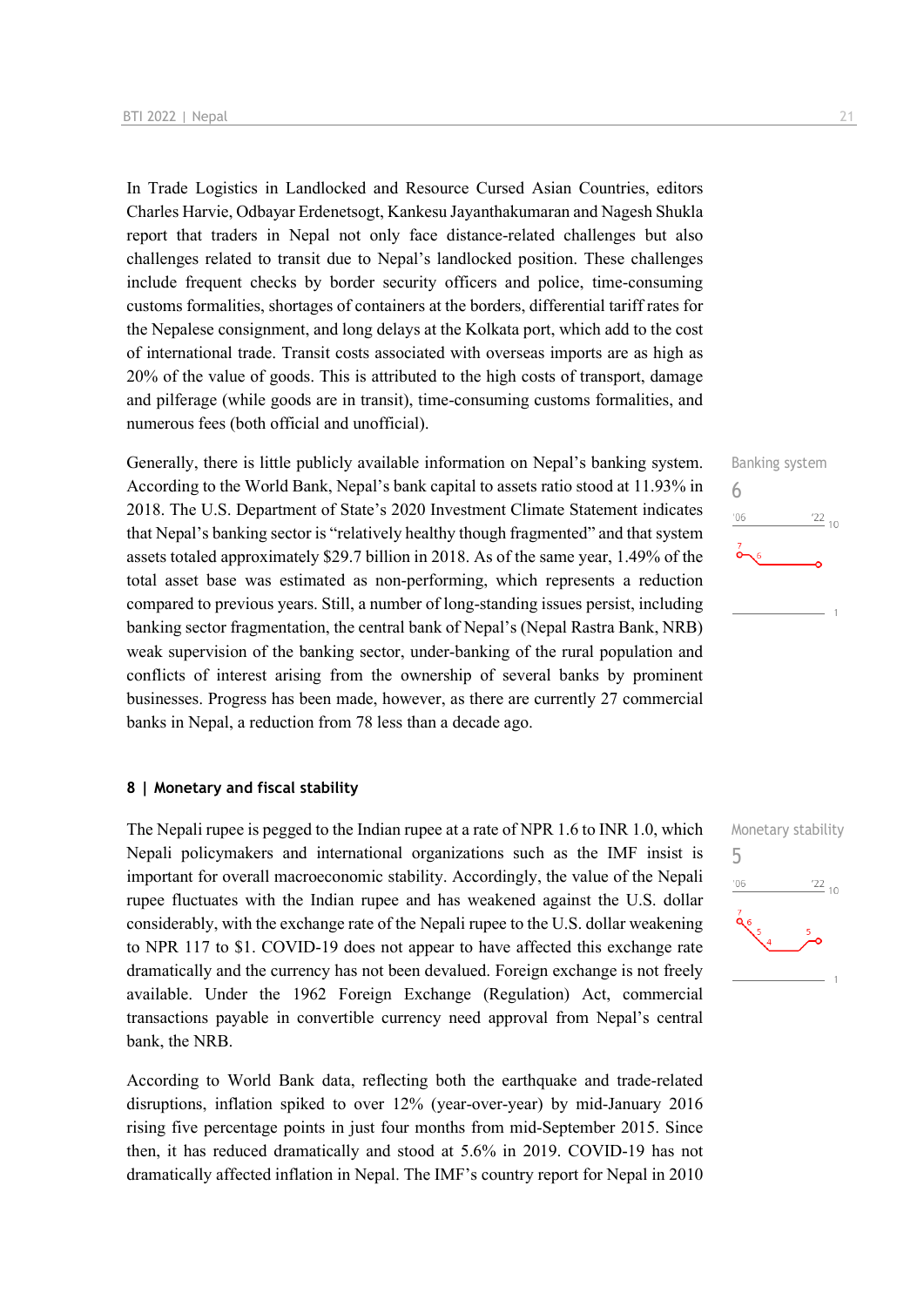In Trade Logistics in Landlocked and Resource Cursed Asian Countries, editors Charles Harvie, Odbayar Erdenetsogt, Kankesu Jayanthakumaran and Nagesh Shukla report that traders in Nepal not only face distance-related challenges but also challenges related to transit due to Nepal's landlocked position. These challenges include frequent checks by border security officers and police, time-consuming customs formalities, shortages of containers at the borders, differential tariff rates for the Nepalese consignment, and long delays at the Kolkata port, which add to the cost of international trade. Transit costs associated with overseas imports are as high as 20% of the value of goods. This is attributed to the high costs of transport, damage and pilferage (while goods are in transit), time-consuming customs formalities, and numerous fees (both official and unofficial).

Banking system
6

Generally, there is little publicly available information on Nepal's banking system. According to the World Bank, Nepal's bank capital to assets ratio stood at 11.93% in 2018. The U.S. Department of State's 2020 Investment Climate Statement indicates that Nepal's banking sector is "relatively healthy though fragmented" and that system assets totaled approximately $29.7 billion in 2018. As of the same year, 1.49% of the total asset base was estimated as non-performing, which represents a reduction compared to previous years. Still, a number of long-standing issues persist, including banking sector fragmentation, the central bank of Nepal's (Nepal Rastra Bank, NRB) weak supervision of the banking sector, under-banking of the rural population and conflicts of interest arising from the ownership of several banks by prominent businesses. Progress has been made, however, as there are currently 27 commercial banks in Nepal, a reduction from 78 less than a decade ago.

## 8 | Monetary and fiscal stability

Monetary stability
5

The Nepali rupee is pegged to the Indian rupee at a rate of NPR 1.6 to INR 1.0, which Nepali policymakers and international organizations such as the IMF insist is important for overall macroeconomic stability. Accordingly, the value of the Nepali rupee fluctuates with the Indian rupee and has weakened against the U.S. dollar considerably, with the exchange rate of the Nepali rupee to the U.S. dollar weakening to NPR 117 to $1. COVID-19 does not appear to have affected this exchange rate dramatically and the currency has not been devalued. Foreign exchange is not freely available. Under the 1962 Foreign Exchange (Regulation) Act, commercial transactions payable in convertible currency need approval from Nepal's central bank, the NRB.

According to World Bank data, reflecting both the earthquake and trade-related disruptions, inflation spiked to over 12% (year-over-year) by mid-January 2016 rising five percentage points in just four months from mid-September 2015. Since then, it has reduced dramatically and stood at 5.6% in 2019. COVID-19 has not dramatically affected inflation in Nepal. The IMF's country report for Nepal in 2010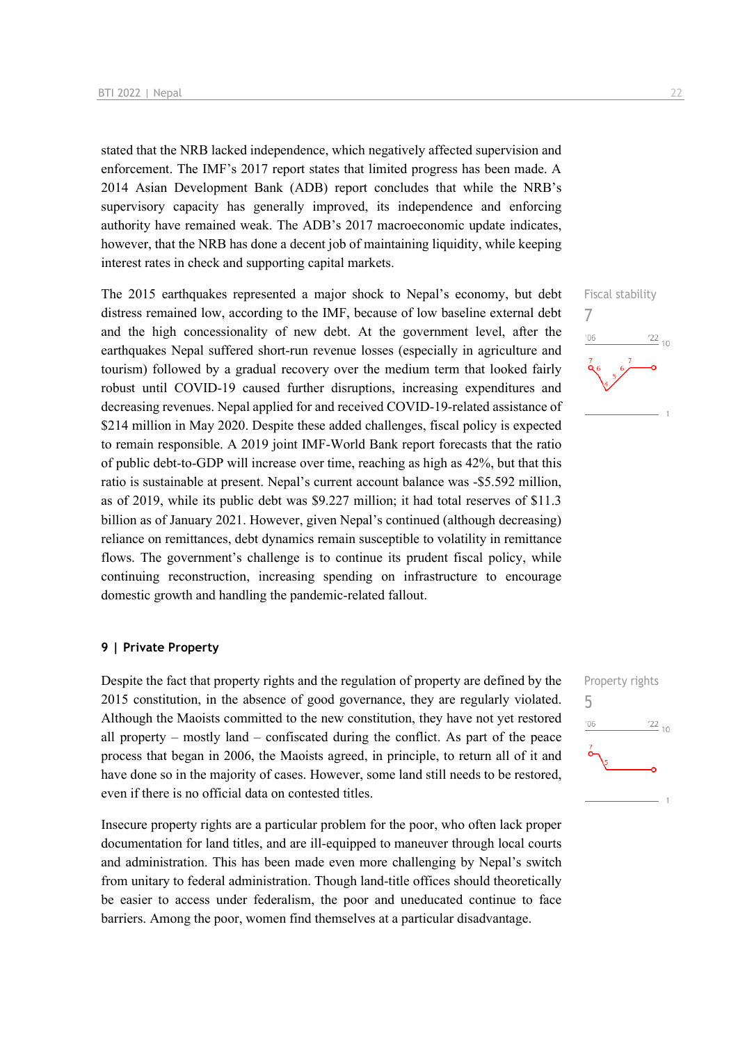stated that the NRB lacked independence, which negatively affected supervision and enforcement. The IMF's 2017 report states that limited progress has been made. A 2014 Asian Development Bank (ADB) report concludes that while the NRB's supervisory capacity has generally improved, its independence and enforcing authority have remained weak. The ADB's 2017 macroeconomic update indicates, however, that the NRB has done a decent job of maintaining liquidity, while keeping interest rates in check and supporting capital markets.

Fiscal stability
7

The 2015 earthquakes represented a major shock to Nepal's economy, but debt distress remained low, according to the IMF, because of low baseline external debt and the high concessionality of new debt. At the government level, after the earthquakes Nepal suffered short-run revenue losses (especially in agriculture and tourism) followed by a gradual recovery over the medium term that looked fairly robust until COVID-19 caused further disruptions, increasing expenditures and decreasing revenues. Nepal applied for and received COVID-19-related assistance of $214 million in May 2020. Despite these added challenges, fiscal policy is expected to remain responsible. A 2019 joint IMF-World Bank report forecasts that the ratio of public debt-to-GDP will increase over time, reaching as high as 42%, but that this ratio is sustainable at present. Nepal's current account balance was -$5.592 million, as of 2019, while its public debt was $9.227 million; it had total reserves of $11.3 billion as of January 2021. However, given Nepal's continued (although decreasing) reliance on remittances, debt dynamics remain susceptible to volatility in remittance flows. The government's challenge is to continue its prudent fiscal policy, while continuing reconstruction, increasing spending on infrastructure to encourage domestic growth and handling the pandemic-related fallout.

## 9 | Private Property

Property rights
5

Despite the fact that property rights and the regulation of property are defined by the 2015 constitution, in the absence of good governance, they are regularly violated. Although the Maoists committed to the new constitution, they have not yet restored all property – mostly land – confiscated during the conflict. As part of the peace process that began in 2006, the Maoists agreed, in principle, to return all of it and have done so in the majority of cases. However, some land still needs to be restored, even if there is no official data on contested titles.

Insecure property rights are a particular problem for the poor, who often lack proper documentation for land titles, and are ill-equipped to maneuver through local courts and administration. This has been made even more challenging by Nepal's switch from unitary to federal administration. Though land-title offices should theoretically be easier to access under federalism, the poor and uneducated continue to face barriers. Among the poor, women find themselves at a particular disadvantage.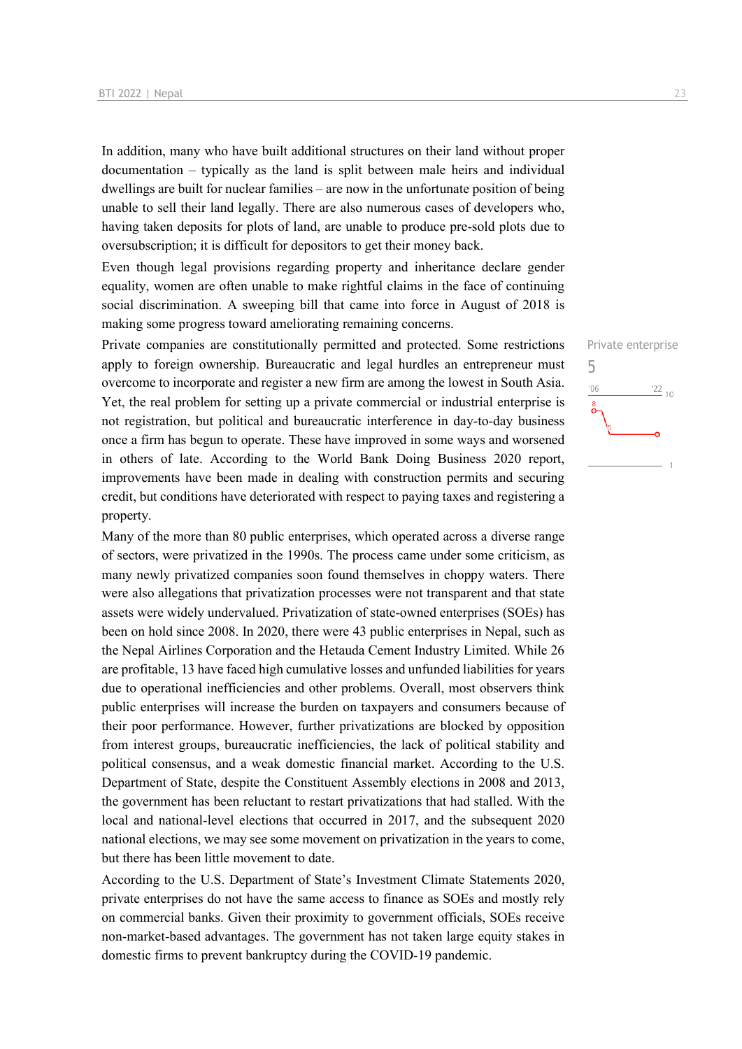In addition, many who have built additional structures on their land without proper documentation – typically as the land is split between male heirs and individual dwellings are built for nuclear families – are now in the unfortunate position of being unable to sell their land legally. There are also numerous cases of developers who, having taken deposits for plots of land, are unable to produce pre-sold plots due to oversubscription; it is difficult for depositors to get their money back.

Even though legal provisions regarding property and inheritance declare gender equality, women are often unable to make rightful claims in the face of continuing social discrimination. A sweeping bill that came into force in August of 2018 is making some progress toward ameliorating remaining concerns.

Private enterprise

5

Private companies are constitutionally permitted and protected. Some restrictions apply to foreign ownership. Bureaucratic and legal hurdles an entrepreneur must overcome to incorporate and register a new firm are among the lowest in South Asia. Yet, the real problem for setting up a private commercial or industrial enterprise is not registration, but political and bureaucratic interference in day-to-day business once a firm has begun to operate. These have improved in some ways and worsened in others of late. According to the World Bank Doing Business 2020 report, improvements have been made in dealing with construction permits and securing credit, but conditions have deteriorated with respect to paying taxes and registering a property.

Many of the more than 80 public enterprises, which operated across a diverse range of sectors, were privatized in the 1990s. The process came under some criticism, as many newly privatized companies soon found themselves in choppy waters. There were also allegations that privatization processes were not transparent and that state assets were widely undervalued. Privatization of state-owned enterprises (SOEs) has been on hold since 2008. In 2020, there were 43 public enterprises in Nepal, such as the Nepal Airlines Corporation and the Hetauda Cement Industry Limited. While 26 are profitable, 13 have faced high cumulative losses and unfunded liabilities for years due to operational inefficiencies and other problems. Overall, most observers think public enterprises will increase the burden on taxpayers and consumers because of their poor performance. However, further privatizations are blocked by opposition from interest groups, bureaucratic inefficiencies, the lack of political stability and political consensus, and a weak domestic financial market. According to the U.S. Department of State, despite the Constituent Assembly elections in 2008 and 2013, the government has been reluctant to restart privatizations that had stalled. With the local and national-level elections that occurred in 2017, and the subsequent 2020 national elections, we may see some movement on privatization in the years to come, but there has been little movement to date.

According to the U.S. Department of State's Investment Climate Statements 2020, private enterprises do not have the same access to finance as SOEs and mostly rely on commercial banks. Given their proximity to government officials, SOEs receive non-market-based advantages. The government has not taken large equity stakes in domestic firms to prevent bankruptcy during the COVID-19 pandemic.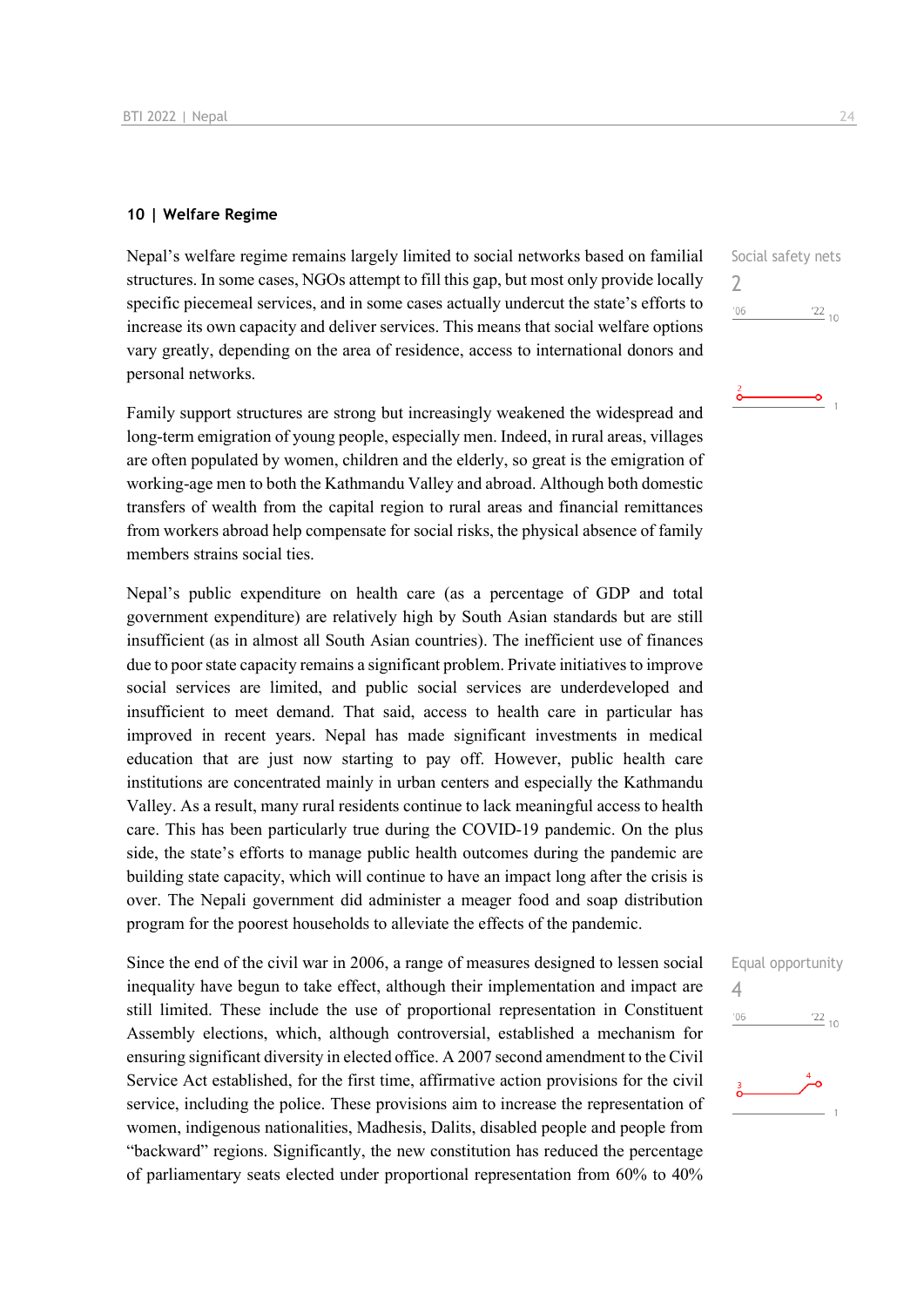## 10 | Welfare Regime

Nepal's welfare regime remains largely limited to social networks based on familial structures. In some cases, NGOs attempt to fill this gap, but most only provide locally specific piecemeal services, and in some cases actually undercut the state's efforts to increase its own capacity and deliver services. This means that social welfare options vary greatly, depending on the area of residence, access to international donors and personal networks.

Social safety nets
2

Family support structures are strong but increasingly weakened the widespread and long-term emigration of young people, especially men. Indeed, in rural areas, villages are often populated by women, children and the elderly, so great is the emigration of working-age men to both the Kathmandu Valley and abroad. Although both domestic transfers of wealth from the capital region to rural areas and financial remittances from workers abroad help compensate for social risks, the physical absence of family members strains social ties.

Nepal's public expenditure on health care (as a percentage of GDP and total government expenditure) are relatively high by South Asian standards but are still insufficient (as in almost all South Asian countries). The inefficient use of finances due to poor state capacity remains a significant problem. Private initiatives to improve social services are limited, and public social services are underdeveloped and insufficient to meet demand. That said, access to health care in particular has improved in recent years. Nepal has made significant investments in medical education that are just now starting to pay off. However, public health care institutions are concentrated mainly in urban centers and especially the Kathmandu Valley. As a result, many rural residents continue to lack meaningful access to health care. This has been particularly true during the COVID-19 pandemic. On the plus side, the state's efforts to manage public health outcomes during the pandemic are building state capacity, which will continue to have an impact long after the crisis is over. The Nepali government did administer a meager food and soap distribution program for the poorest households to alleviate the effects of the pandemic.

Since the end of the civil war in 2006, a range of measures designed to lessen social inequality have begun to take effect, although their implementation and impact are still limited. These include the use of proportional representation in Constituent Assembly elections, which, although controversial, established a mechanism for ensuring significant diversity in elected office. A 2007 second amendment to the Civil Service Act established, for the first time, affirmative action provisions for the civil service, including the police. These provisions aim to increase the representation of women, indigenous nationalities, Madhesis, Dalits, disabled people and people from "backward" regions. Significantly, the new constitution has reduced the percentage of parliamentary seats elected under proportional representation from 60% to 40%

Equal opportunity
4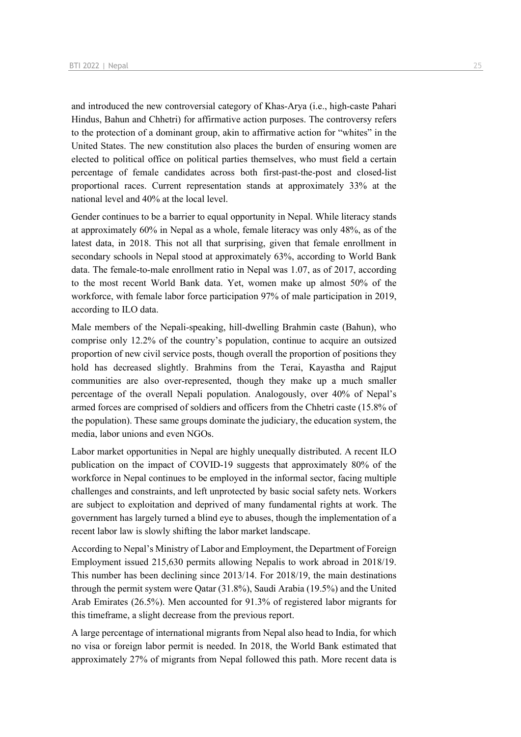and introduced the new controversial category of Khas-Arya (i.e., high-caste Pahari Hindus, Bahun and Chhetri) for affirmative action purposes. The controversy refers to the protection of a dominant group, akin to affirmative action for "whites" in the United States. The new constitution also places the burden of ensuring women are elected to political office on political parties themselves, who must field a certain percentage of female candidates across both first-past-the-post and closed-list proportional races. Current representation stands at approximately 33% at the national level and 40% at the local level.

Gender continues to be a barrier to equal opportunity in Nepal. While literacy stands at approximately 60% in Nepal as a whole, female literacy was only 48%, as of the latest data, in 2018. This not all that surprising, given that female enrollment in secondary schools in Nepal stood at approximately 63%, according to World Bank data. The female-to-male enrollment ratio in Nepal was 1.07, as of 2017, according to the most recent World Bank data. Yet, women make up almost 50% of the workforce, with female labor force participation 97% of male participation in 2019, according to ILO data.

Male members of the Nepali-speaking, hill-dwelling Brahmin caste (Bahun), who comprise only 12.2% of the country's population, continue to acquire an outsized proportion of new civil service posts, though overall the proportion of positions they hold has decreased slightly. Brahmins from the Terai, Kayastha and Rajput communities are also over-represented, though they make up a much smaller percentage of the overall Nepali population. Analogously, over 40% of Nepal's armed forces are comprised of soldiers and officers from the Chhetri caste (15.8% of the population). These same groups dominate the judiciary, the education system, the media, labor unions and even NGOs.

Labor market opportunities in Nepal are highly unequally distributed. A recent ILO publication on the impact of COVID-19 suggests that approximately 80% of the workforce in Nepal continues to be employed in the informal sector, facing multiple challenges and constraints, and left unprotected by basic social safety nets. Workers are subject to exploitation and deprived of many fundamental rights at work. The government has largely turned a blind eye to abuses, though the implementation of a recent labor law is slowly shifting the labor market landscape.

According to Nepal's Ministry of Labor and Employment, the Department of Foreign Employment issued 215,630 permits allowing Nepalis to work abroad in 2018/19. This number has been declining since 2013/14. For 2018/19, the main destinations through the permit system were Qatar (31.8%), Saudi Arabia (19.5%) and the United Arab Emirates (26.5%). Men accounted for 91.3% of registered labor migrants for this timeframe, a slight decrease from the previous report.

A large percentage of international migrants from Nepal also head to India, for which no visa or foreign labor permit is needed. In 2018, the World Bank estimated that approximately 27% of migrants from Nepal followed this path. More recent data is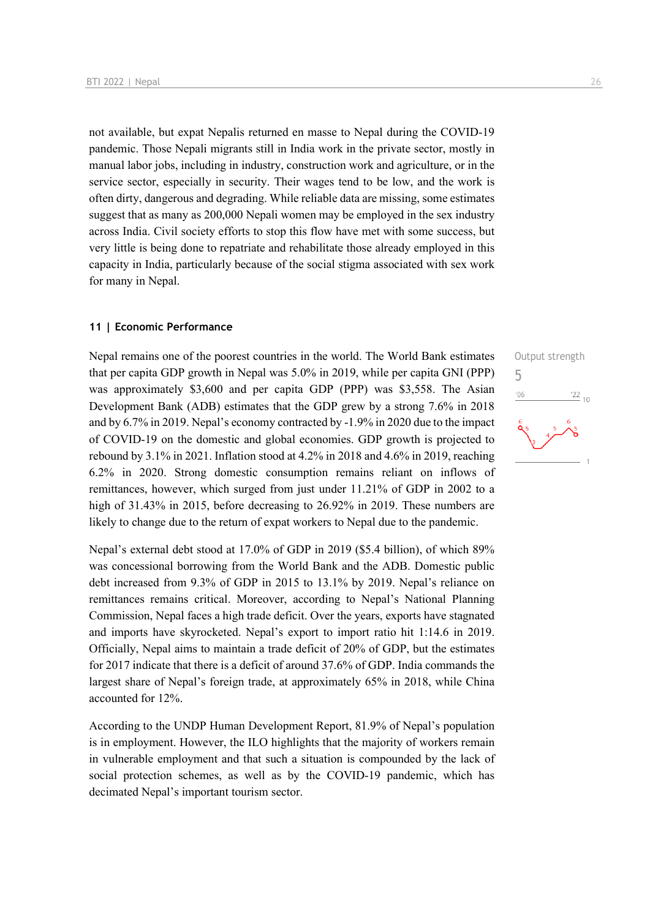not available, but expat Nepalis returned en masse to Nepal during the COVID-19 pandemic. Those Nepali migrants still in India work in the private sector, mostly in manual labor jobs, including in industry, construction work and agriculture, or in the service sector, especially in security. Their wages tend to be low, and the work is often dirty, dangerous and degrading. While reliable data are missing, some estimates suggest that as many as 200,000 Nepali women may be employed in the sex industry across India. Civil society efforts to stop this flow have met with some success, but very little is being done to repatriate and rehabilitate those already employed in this capacity in India, particularly because of the social stigma associated with sex work for many in Nepal.

### 11 | Economic Performance

Output strength
5

Nepal remains one of the poorest countries in the world. The World Bank estimates that per capita GDP growth in Nepal was 5.0% in 2019, while per capita GNI (PPP) was approximately $3,600 and per capita GDP (PPP) was $3,558. The Asian Development Bank (ADB) estimates that the GDP grew by a strong 7.6% in 2018 and by 6.7% in 2019. Nepal's economy contracted by -1.9% in 2020 due to the impact of COVID-19 on the domestic and global economies. GDP growth is projected to rebound by 3.1% in 2021. Inflation stood at 4.2% in 2018 and 4.6% in 2019, reaching 6.2% in 2020. Strong domestic consumption remains reliant on inflows of remittances, however, which surged from just under 11.21% of GDP in 2002 to a high of 31.43% in 2015, before decreasing to 26.92% in 2019. These numbers are likely to change due to the return of expat workers to Nepal due to the pandemic.

Nepal's external debt stood at 17.0% of GDP in 2019 ($5.4 billion), of which 89% was concessional borrowing from the World Bank and the ADB. Domestic public debt increased from 9.3% of GDP in 2015 to 13.1% by 2019. Nepal's reliance on remittances remains critical. Moreover, according to Nepal's National Planning Commission, Nepal faces a high trade deficit. Over the years, exports have stagnated and imports have skyrocketed. Nepal's export to import ratio hit 1:14.6 in 2019. Officially, Nepal aims to maintain a trade deficit of 20% of GDP, but the estimates for 2017 indicate that there is a deficit of around 37.6% of GDP. India commands the largest share of Nepal's foreign trade, at approximately 65% in 2018, while China accounted for 12%.

According to the UNDP Human Development Report, 81.9% of Nepal's population is in employment. However, the ILO highlights that the majority of workers remain in vulnerable employment and that such a situation is compounded by the lack of social protection schemes, as well as by the COVID-19 pandemic, which has decimated Nepal's important tourism sector.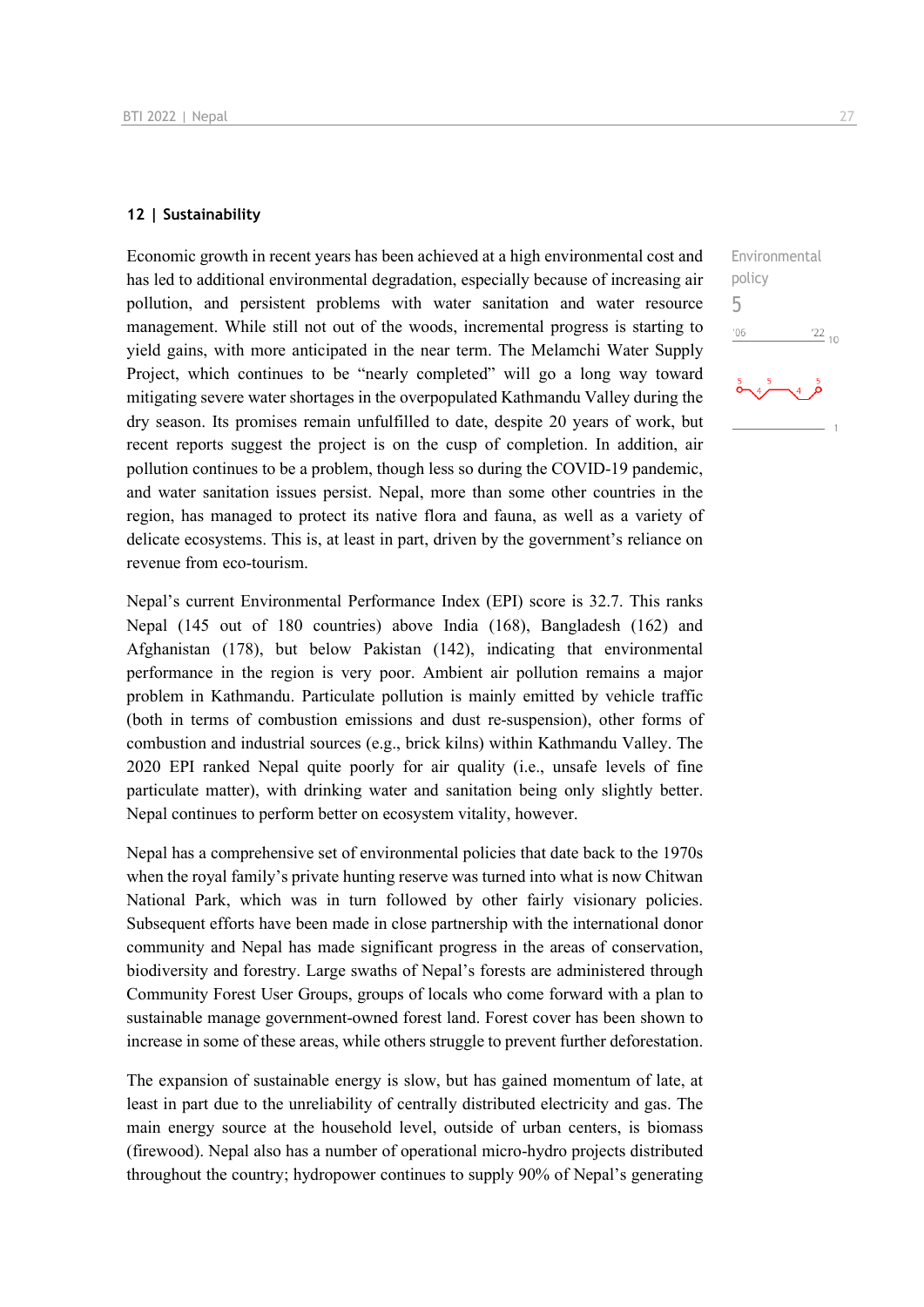## 12 | Sustainability

Environmental policy

5

Economic growth in recent years has been achieved at a high environmental cost and has led to additional environmental degradation, especially because of increasing air pollution, and persistent problems with water sanitation and water resource management. While still not out of the woods, incremental progress is starting to yield gains, with more anticipated in the near term. The Melamchi Water Supply Project, which continues to be "nearly completed" will go a long way toward mitigating severe water shortages in the overpopulated Kathmandu Valley during the dry season. Its promises remain unfulfilled to date, despite 20 years of work, but recent reports suggest the project is on the cusp of completion. In addition, air pollution continues to be a problem, though less so during the COVID-19 pandemic, and water sanitation issues persist. Nepal, more than some other countries in the region, has managed to protect its native flora and fauna, as well as a variety of delicate ecosystems. This is, at least in part, driven by the government's reliance on revenue from eco-tourism.

Nepal's current Environmental Performance Index (EPI) score is 32.7. This ranks Nepal (145 out of 180 countries) above India (168), Bangladesh (162) and Afghanistan (178), but below Pakistan (142), indicating that environmental performance in the region is very poor. Ambient air pollution remains a major problem in Kathmandu. Particulate pollution is mainly emitted by vehicle traffic (both in terms of combustion emissions and dust re-suspension), other forms of combustion and industrial sources (e.g., brick kilns) within Kathmandu Valley. The 2020 EPI ranked Nepal quite poorly for air quality (i.e., unsafe levels of fine particulate matter), with drinking water and sanitation being only slightly better. Nepal continues to perform better on ecosystem vitality, however.

Nepal has a comprehensive set of environmental policies that date back to the 1970s when the royal family's private hunting reserve was turned into what is now Chitwan National Park, which was in turn followed by other fairly visionary policies. Subsequent efforts have been made in close partnership with the international donor community and Nepal has made significant progress in the areas of conservation, biodiversity and forestry. Large swaths of Nepal's forests are administered through Community Forest User Groups, groups of locals who come forward with a plan to sustainable manage government-owned forest land. Forest cover has been shown to increase in some of these areas, while others struggle to prevent further deforestation.

The expansion of sustainable energy is slow, but has gained momentum of late, at least in part due to the unreliability of centrally distributed electricity and gas. The main energy source at the household level, outside of urban centers, is biomass (firewood). Nepal also has a number of operational micro-hydro projects distributed throughout the country; hydropower continues to supply 90% of Nepal's generating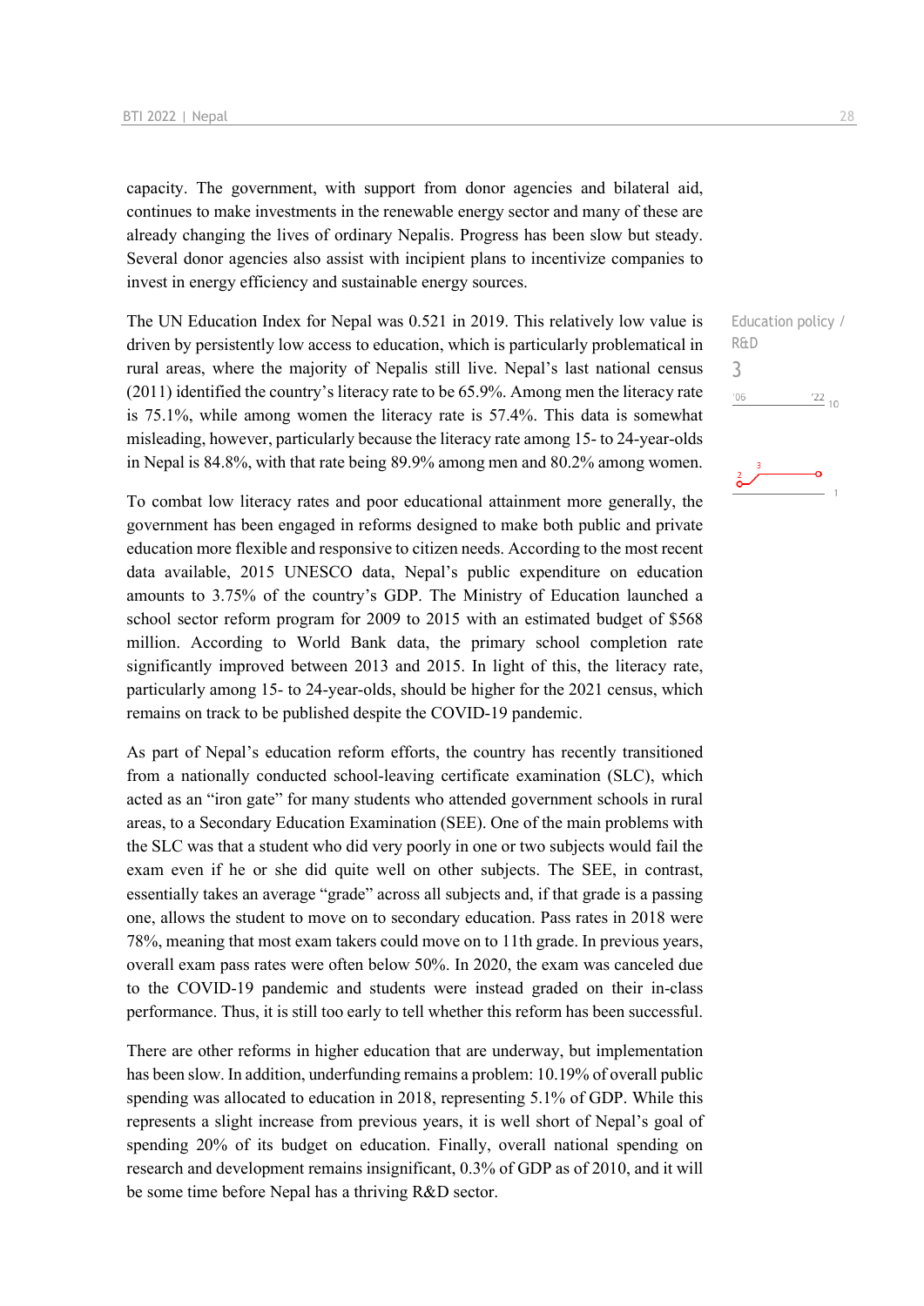capacity. The government, with support from donor agencies and bilateral aid, continues to make investments in the renewable energy sector and many of these are already changing the lives of ordinary Nepalis. Progress has been slow but steady. Several donor agencies also assist with incipient plans to incentivize companies to invest in energy efficiency and sustainable energy sources.

Education policy / R&D

3

The UN Education Index for Nepal was 0.521 in 2019. This relatively low value is driven by persistently low access to education, which is particularly problematical in rural areas, where the majority of Nepalis still live. Nepal's last national census (2011) identified the country's literacy rate to be 65.9%. Among men the literacy rate is 75.1%, while among women the literacy rate is 57.4%. This data is somewhat misleading, however, particularly because the literacy rate among 15- to 24-year-olds in Nepal is 84.8%, with that rate being 89.9% among men and 80.2% among women.

To combat low literacy rates and poor educational attainment more generally, the government has been engaged in reforms designed to make both public and private education more flexible and responsive to citizen needs. According to the most recent data available, 2015 UNESCO data, Nepal's public expenditure on education amounts to 3.75% of the country's GDP. The Ministry of Education launched a school sector reform program for 2009 to 2015 with an estimated budget of $568 million. According to World Bank data, the primary school completion rate significantly improved between 2013 and 2015. In light of this, the literacy rate, particularly among 15- to 24-year-olds, should be higher for the 2021 census, which remains on track to be published despite the COVID-19 pandemic.

As part of Nepal's education reform efforts, the country has recently transitioned from a nationally conducted school-leaving certificate examination (SLC), which acted as an "iron gate" for many students who attended government schools in rural areas, to a Secondary Education Examination (SEE). One of the main problems with the SLC was that a student who did very poorly in one or two subjects would fail the exam even if he or she did quite well on other subjects. The SEE, in contrast, essentially takes an average "grade" across all subjects and, if that grade is a passing one, allows the student to move on to secondary education. Pass rates in 2018 were 78%, meaning that most exam takers could move on to 11th grade. In previous years, overall exam pass rates were often below 50%. In 2020, the exam was canceled due to the COVID-19 pandemic and students were instead graded on their in-class performance. Thus, it is still too early to tell whether this reform has been successful.

There are other reforms in higher education that are underway, but implementation has been slow. In addition, underfunding remains a problem: 10.19% of overall public spending was allocated to education in 2018, representing 5.1% of GDP. While this represents a slight increase from previous years, it is well short of Nepal's goal of spending 20% of its budget on education. Finally, overall national spending on research and development remains insignificant, 0.3% of GDP as of 2010, and it will be some time before Nepal has a thriving R&D sector.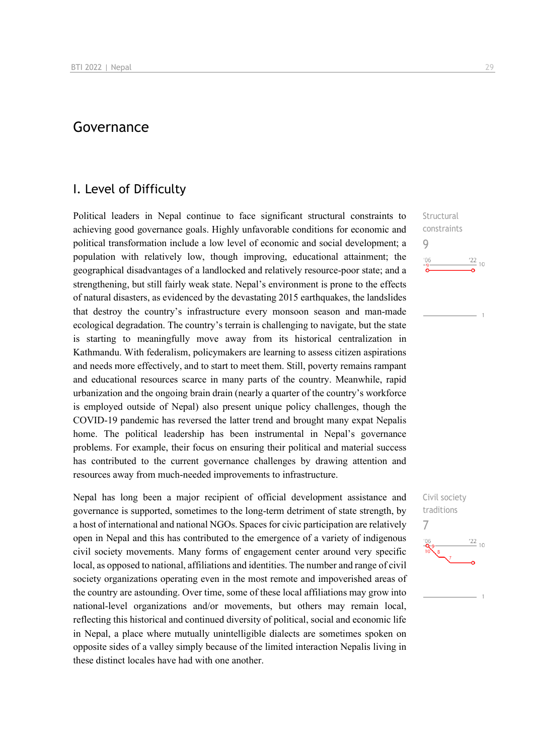# Governance

## I. Level of Difficulty

Political leaders in Nepal continue to face significant structural constraints to achieving good governance goals. Highly unfavorable conditions for economic and political transformation include a low level of economic and social development; a population with relatively low, though improving, educational attainment; the geographical disadvantages of a landlocked and relatively resource-poor state; and a strengthening, but still fairly weak state. Nepal's environment is prone to the effects of natural disasters, as evidenced by the devastating 2015 earthquakes, the landslides that destroy the country's infrastructure every monsoon season and man-made ecological degradation. The country's terrain is challenging to navigate, but the state is starting to meaningfully move away from its historical centralization in Kathmandu. With federalism, policymakers are learning to assess citizen aspirations and needs more effectively, and to start to meet them. Still, poverty remains rampant and educational resources scarce in many parts of the country. Meanwhile, rapid urbanization and the ongoing brain drain (nearly a quarter of the country's workforce is employed outside of Nepal) also present unique policy challenges, though the COVID-19 pandemic has reversed the latter trend and brought many expat Nepalis home. The political leadership has been instrumental in Nepal's governance problems. For example, their focus on ensuring their political and material success has contributed to the current governance challenges by drawing attention and resources away from much-needed improvements to infrastructure.

Structural constraints
9

Nepal has long been a major recipient of official development assistance and governance is supported, sometimes to the long-term detriment of state strength, by a host of international and national NGOs. Spaces for civic participation are relatively open in Nepal and this has contributed to the emergence of a variety of indigenous civil society movements. Many forms of engagement center around very specific local, as opposed to national, affiliations and identities. The number and range of civil society organizations operating even in the most remote and impoverished areas of the country are astounding. Over time, some of these local affiliations may grow into national-level organizations and/or movements, but others may remain local, reflecting this historical and continued diversity of political, social and economic life in Nepal, a place where mutually unintelligible dialects are sometimes spoken on opposite sides of a valley simply because of the limited interaction Nepalis living in these distinct locales have had with one another.

Civil society traditions
7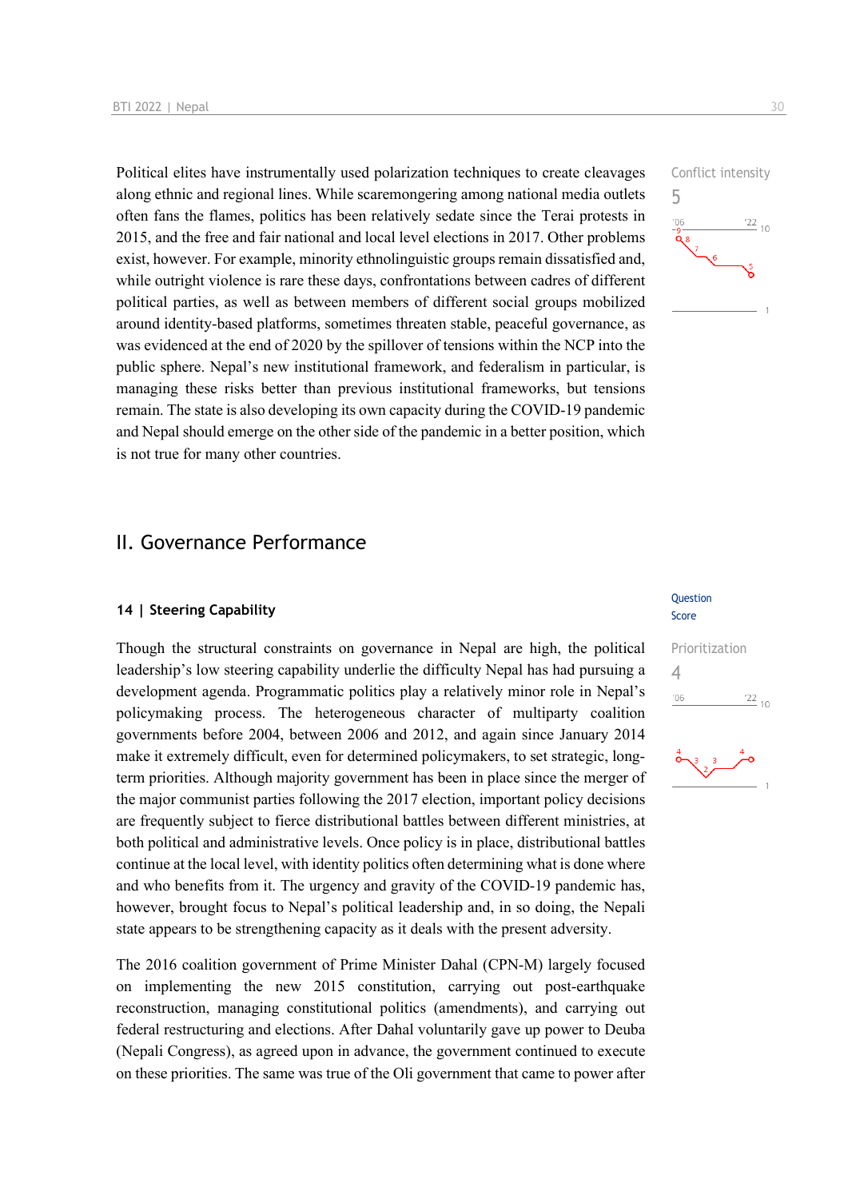Political elites have instrumentally used polarization techniques to create cleavages along ethnic and regional lines. While scaremongering among national media outlets often fans the flames, politics has been relatively sedate since the Terai protests in 2015, and the free and fair national and local level elections in 2017. Other problems exist, however. For example, minority ethnolinguistic groups remain dissatisfied and, while outright violence is rare these days, confrontations between cadres of different political parties, as well as between members of different social groups mobilized around identity-based platforms, sometimes threaten stable, peaceful governance, as was evidenced at the end of 2020 by the spillover of tensions within the NCP into the public sphere. Nepal's new institutional framework, and federalism in particular, is managing these risks better than previous institutional frameworks, but tensions remain. The state is also developing its own capacity during the COVID-19 pandemic and Nepal should emerge on the other side of the pandemic in a better position, which is not true for many other countries.

Conflict intensity
5

# II. Governance Performance

## 14 | Steering Capability

Question Score

Though the structural constraints on governance in Nepal are high, the political leadership's low steering capability underlie the difficulty Nepal has had pursuing a development agenda. Programmatic politics play a relatively minor role in Nepal's policymaking process. The heterogeneous character of multiparty coalition governments before 2004, between 2006 and 2012, and again since January 2014 make it extremely difficult, even for determined policymakers, to set strategic, long-term priorities. Although majority government has been in place since the merger of the major communist parties following the 2017 election, important policy decisions are frequently subject to fierce distributional battles between different ministries, at both political and administrative levels. Once policy is in place, distributional battles continue at the local level, with identity politics often determining what is done where and who benefits from it. The urgency and gravity of the COVID-19 pandemic has, however, brought focus to Nepal's political leadership and, in so doing, the Nepali state appears to be strengthening capacity as it deals with the present adversity.

Prioritization
4

The 2016 coalition government of Prime Minister Dahal (CPN-M) largely focused on implementing the new 2015 constitution, carrying out post-earthquake reconstruction, managing constitutional politics (amendments), and carrying out federal restructuring and elections. After Dahal voluntarily gave up power to Deuba (Nepali Congress), as agreed upon in advance, the government continued to execute on these priorities. The same was true of the Oli government that came to power after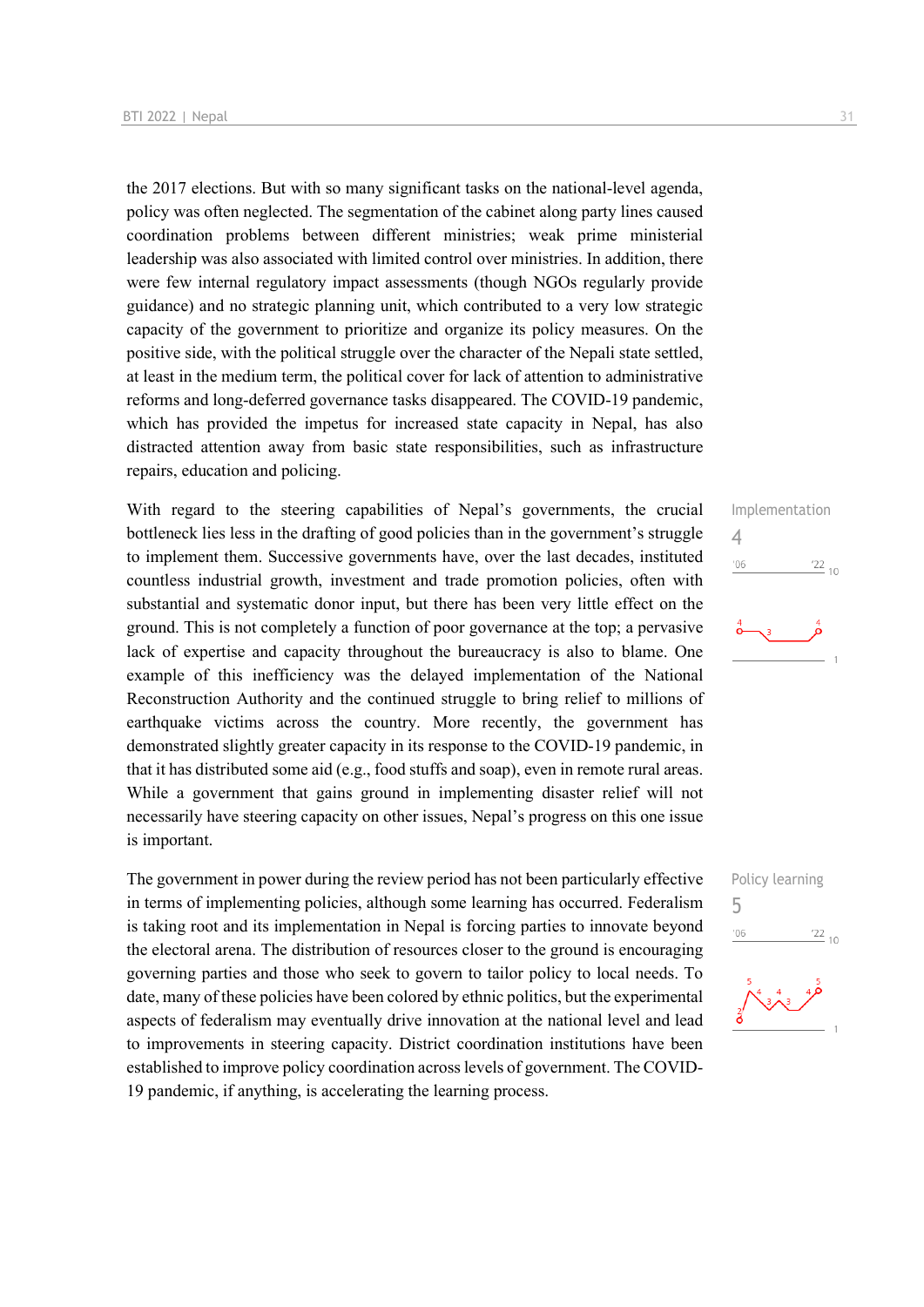the 2017 elections. But with so many significant tasks on the national-level agenda, policy was often neglected. The segmentation of the cabinet along party lines caused coordination problems between different ministries; weak prime ministerial leadership was also associated with limited control over ministries. In addition, there were few internal regulatory impact assessments (though NGOs regularly provide guidance) and no strategic planning unit, which contributed to a very low strategic capacity of the government to prioritize and organize its policy measures. On the positive side, with the political struggle over the character of the Nepali state settled, at least in the medium term, the political cover for lack of attention to administrative reforms and long-deferred governance tasks disappeared. The COVID-19 pandemic, which has provided the impetus for increased state capacity in Nepal, has also distracted attention away from basic state responsibilities, such as infrastructure repairs, education and policing.

Implementation
4

With regard to the steering capabilities of Nepal's governments, the crucial bottleneck lies less in the drafting of good policies than in the government's struggle to implement them. Successive governments have, over the last decades, instituted countless industrial growth, investment and trade promotion policies, often with substantial and systematic donor input, but there has been very little effect on the ground. This is not completely a function of poor governance at the top; a pervasive lack of expertise and capacity throughout the bureaucracy is also to blame. One example of this inefficiency was the delayed implementation of the National Reconstruction Authority and the continued struggle to bring relief to millions of earthquake victims across the country. More recently, the government has demonstrated slightly greater capacity in its response to the COVID-19 pandemic, in that it has distributed some aid (e.g., food stuffs and soap), even in remote rural areas. While a government that gains ground in implementing disaster relief will not necessarily have steering capacity on other issues, Nepal's progress on this one issue is important.

Policy learning
5

The government in power during the review period has not been particularly effective in terms of implementing policies, although some learning has occurred. Federalism is taking root and its implementation in Nepal is forcing parties to innovate beyond the electoral arena. The distribution of resources closer to the ground is encouraging governing parties and those who seek to govern to tailor policy to local needs. To date, many of these policies have been colored by ethnic politics, but the experimental aspects of federalism may eventually drive innovation at the national level and lead to improvements in steering capacity. District coordination institutions have been established to improve policy coordination across levels of government. The COVID-19 pandemic, if anything, is accelerating the learning process.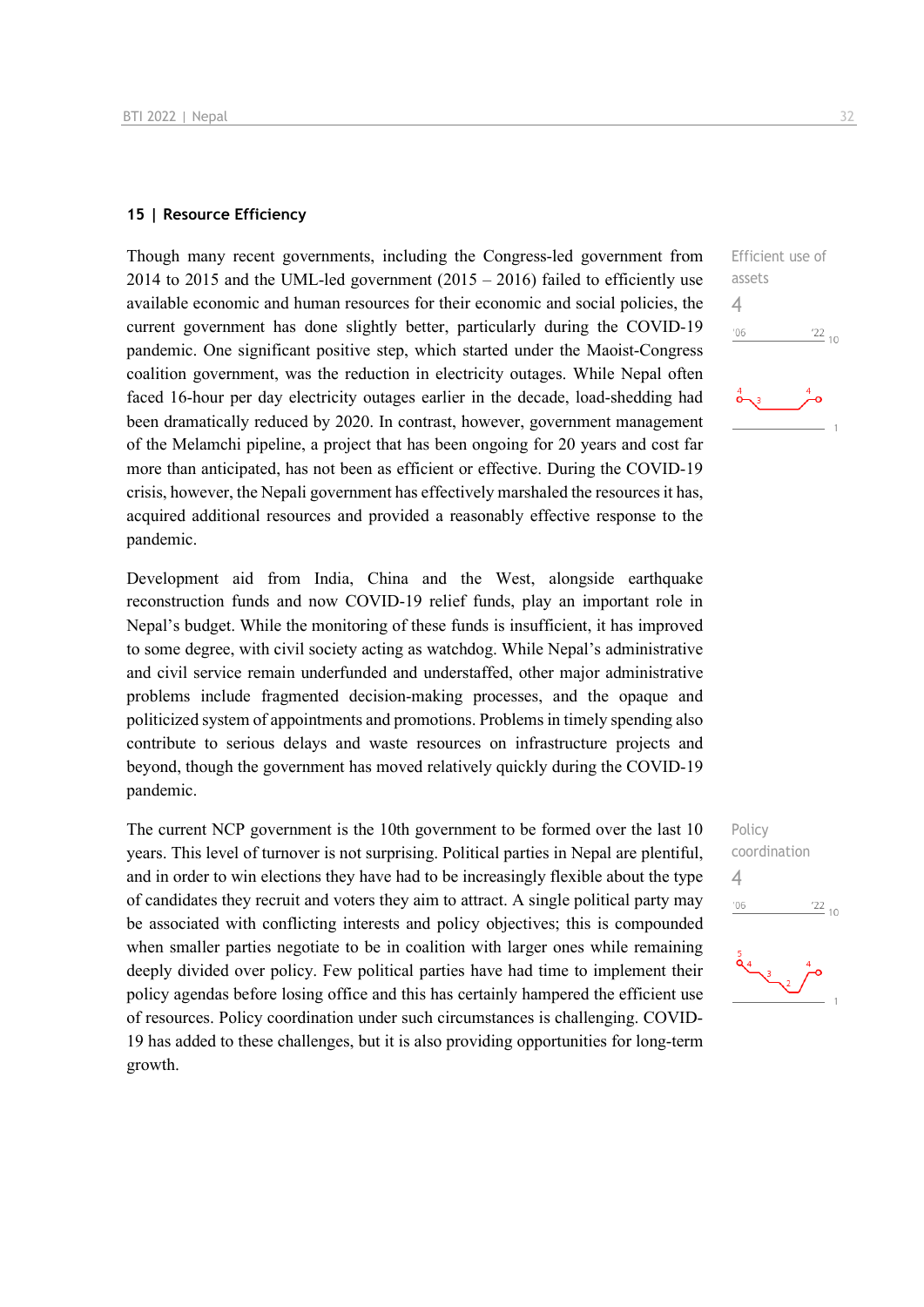## 15 | Resource Efficiency

Though many recent governments, including the Congress-led government from 2014 to 2015 and the UML-led government (2015 – 2016) failed to efficiently use available economic and human resources for their economic and social policies, the current government has done slightly better, particularly during the COVID-19 pandemic. One significant positive step, which started under the Maoist-Congress coalition government, was the reduction in electricity outages. While Nepal often faced 16-hour per day electricity outages earlier in the decade, load-shedding had been dramatically reduced by 2020. In contrast, however, government management of the Melamchi pipeline, a project that has been ongoing for 20 years and cost far more than anticipated, has not been as efficient or effective. During the COVID-19 crisis, however, the Nepali government has effectively marshaled the resources it has, acquired additional resources and provided a reasonably effective response to the pandemic.

Efficient use of assets
4

Development aid from India, China and the West, alongside earthquake reconstruction funds and now COVID-19 relief funds, play an important role in Nepal's budget. While the monitoring of these funds is insufficient, it has improved to some degree, with civil society acting as watchdog. While Nepal's administrative and civil service remain underfunded and understaffed, other major administrative problems include fragmented decision-making processes, and the opaque and politicized system of appointments and promotions. Problems in timely spending also contribute to serious delays and waste resources on infrastructure projects and beyond, though the government has moved relatively quickly during the COVID-19 pandemic.

The current NCP government is the 10th government to be formed over the last 10 years. This level of turnover is not surprising. Political parties in Nepal are plentiful, and in order to win elections they have had to be increasingly flexible about the type of candidates they recruit and voters they aim to attract. A single political party may be associated with conflicting interests and policy objectives; this is compounded when smaller parties negotiate to be in coalition with larger ones while remaining deeply divided over policy. Few political parties have had time to implement their policy agendas before losing office and this has certainly hampered the efficient use of resources. Policy coordination under such circumstances is challenging. COVID-19 has added to these challenges, but it is also providing opportunities for long-term growth.

Policy coordination
4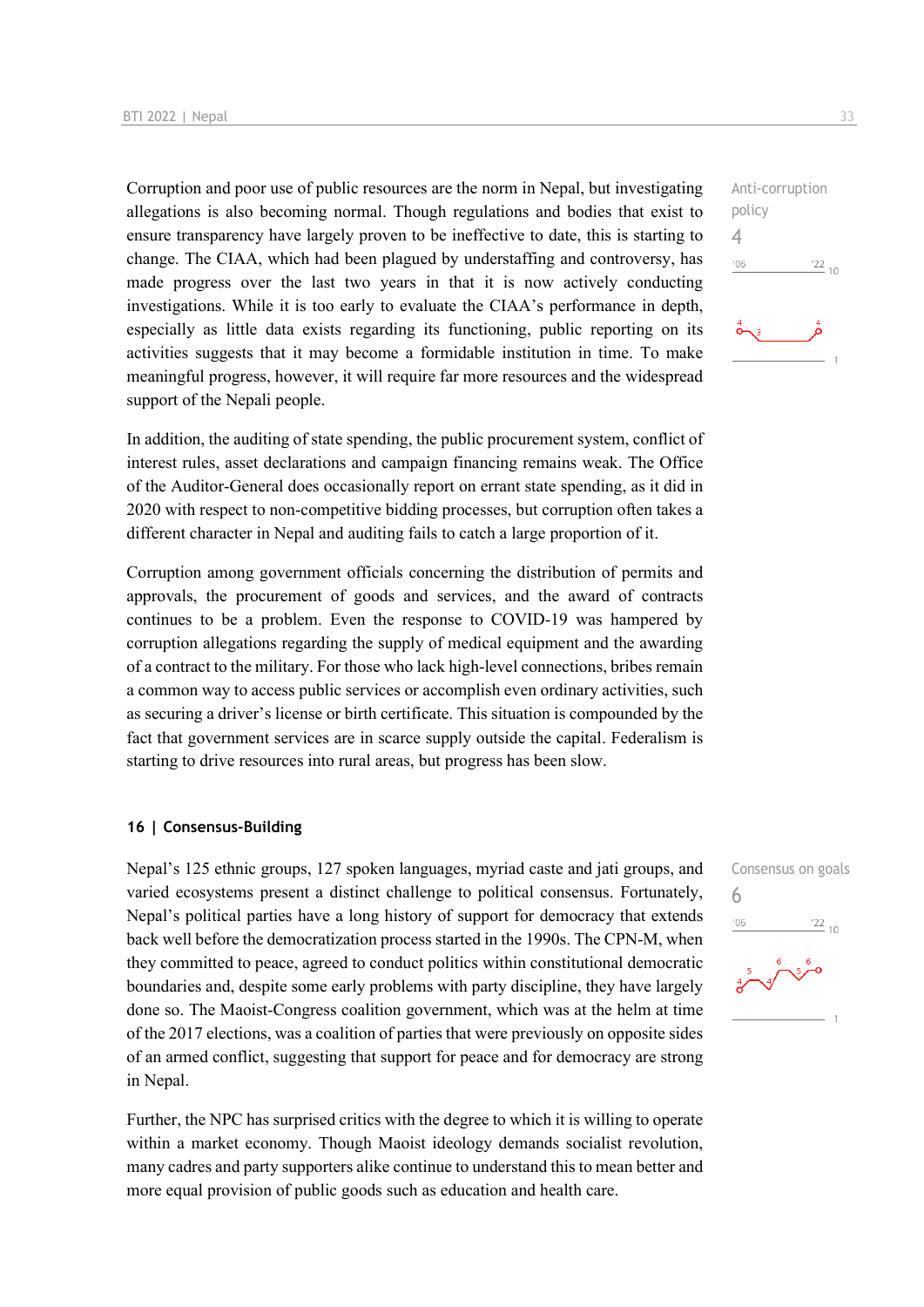Corruption and poor use of public resources are the norm in Nepal, but investigating allegations is also becoming normal. Though regulations and bodies that exist to ensure transparency have largely proven to be ineffective to date, this is starting to change. The CIAA, which had been plagued by understaffing and controversy, has made progress over the last two years in that it is now actively conducting investigations. While it is too early to evaluate the CIAA's performance in depth, especially as little data exists regarding its functioning, public reporting on its activities suggests that it may become a formidable institution in time. To make meaningful progress, however, it will require far more resources and the widespread support of the Nepali people.

Anti-corruption policy
4

In addition, the auditing of state spending, the public procurement system, conflict of interest rules, asset declarations and campaign financing remains weak. The Office of the Auditor-General does occasionally report on errant state spending, as it did in 2020 with respect to non-competitive bidding processes, but corruption often takes a different character in Nepal and auditing fails to catch a large proportion of it.

Corruption among government officials concerning the distribution of permits and approvals, the procurement of goods and services, and the award of contracts continues to be a problem. Even the response to COVID-19 was hampered by corruption allegations regarding the supply of medical equipment and the awarding of a contract to the military. For those who lack high-level connections, bribes remain a common way to access public services or accomplish even ordinary activities, such as securing a driver's license or birth certificate. This situation is compounded by the fact that government services are in scarce supply outside the capital. Federalism is starting to drive resources into rural areas, but progress has been slow.

#### 16 | Consensus-Building

Nepal's 125 ethnic groups, 127 spoken languages, myriad caste and jati groups, and varied ecosystems present a distinct challenge to political consensus. Fortunately, Nepal's political parties have a long history of support for democracy that extends back well before the democratization process started in the 1990s. The CPN-M, when they committed to peace, agreed to conduct politics within constitutional democratic boundaries and, despite some early problems with party discipline, they have largely done so. The Maoist-Congress coalition government, which was at the helm at time of the 2017 elections, was a coalition of parties that were previously on opposite sides of an armed conflict, suggesting that support for peace and for democracy are strong in Nepal.

Consensus on goals
6

Further, the NPC has surprised critics with the degree to which it is willing to operate within a market economy. Though Maoist ideology demands socialist revolution, many cadres and party supporters alike continue to understand this to mean better and more equal provision of public goods such as education and health care.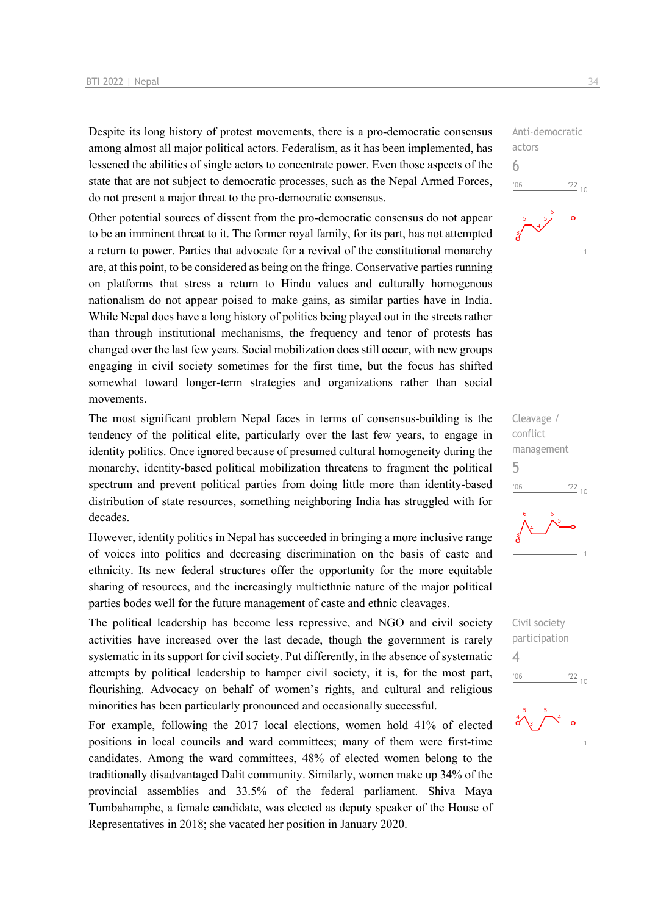Despite its long history of protest movements, there is a pro-democratic consensus among almost all major political actors. Federalism, as it has been implemented, has lessened the abilities of single actors to concentrate power. Even those aspects of the state that are not subject to democratic processes, such as the Nepal Armed Forces, do not present a major threat to the pro-democratic consensus.

Anti-democratic actors
6

Other potential sources of dissent from the pro-democratic consensus do not appear to be an imminent threat to it. The former royal family, for its part, has not attempted a return to power. Parties that advocate for a revival of the constitutional monarchy are, at this point, to be considered as being on the fringe. Conservative parties running on platforms that stress a return to Hindu values and culturally homogenous nationalism do not appear poised to make gains, as similar parties have in India. While Nepal does have a long history of politics being played out in the streets rather than through institutional mechanisms, the frequency and tenor of protests has changed over the last few years. Social mobilization does still occur, with new groups engaging in civil society sometimes for the first time, but the focus has shifted somewhat toward longer-term strategies and organizations rather than social movements.

The most significant problem Nepal faces in terms of consensus-building is the tendency of the political elite, particularly over the last few years, to engage in identity politics. Once ignored because of presumed cultural homogeneity during the monarchy, identity-based political mobilization threatens to fragment the political spectrum and prevent political parties from doing little more than identity-based distribution of state resources, something neighboring India has struggled with for decades.

Cleavage / conflict management
5

However, identity politics in Nepal has succeeded in bringing a more inclusive range of voices into politics and decreasing discrimination on the basis of caste and ethnicity. Its new federal structures offer the opportunity for the more equitable sharing of resources, and the increasingly multiethnic nature of the major political parties bodes well for the future management of caste and ethnic cleavages.

The political leadership has become less repressive, and NGO and civil society activities have increased over the last decade, though the government is rarely systematic in its support for civil society. Put differently, in the absence of systematic attempts by political leadership to hamper civil society, it is, for the most part, flourishing. Advocacy on behalf of women's rights, and cultural and religious minorities has been particularly pronounced and occasionally successful.

Civil society participation
4

For example, following the 2017 local elections, women hold 41% of elected positions in local councils and ward committees; many of them were first-time candidates. Among the ward committees, 48% of elected women belong to the traditionally disadvantaged Dalit community. Similarly, women make up 34% of the provincial assemblies and 33.5% of the federal parliament. Shiva Maya Tumbahamphe, a female candidate, was elected as deputy speaker of the House of Representatives in 2018; she vacated her position in January 2020.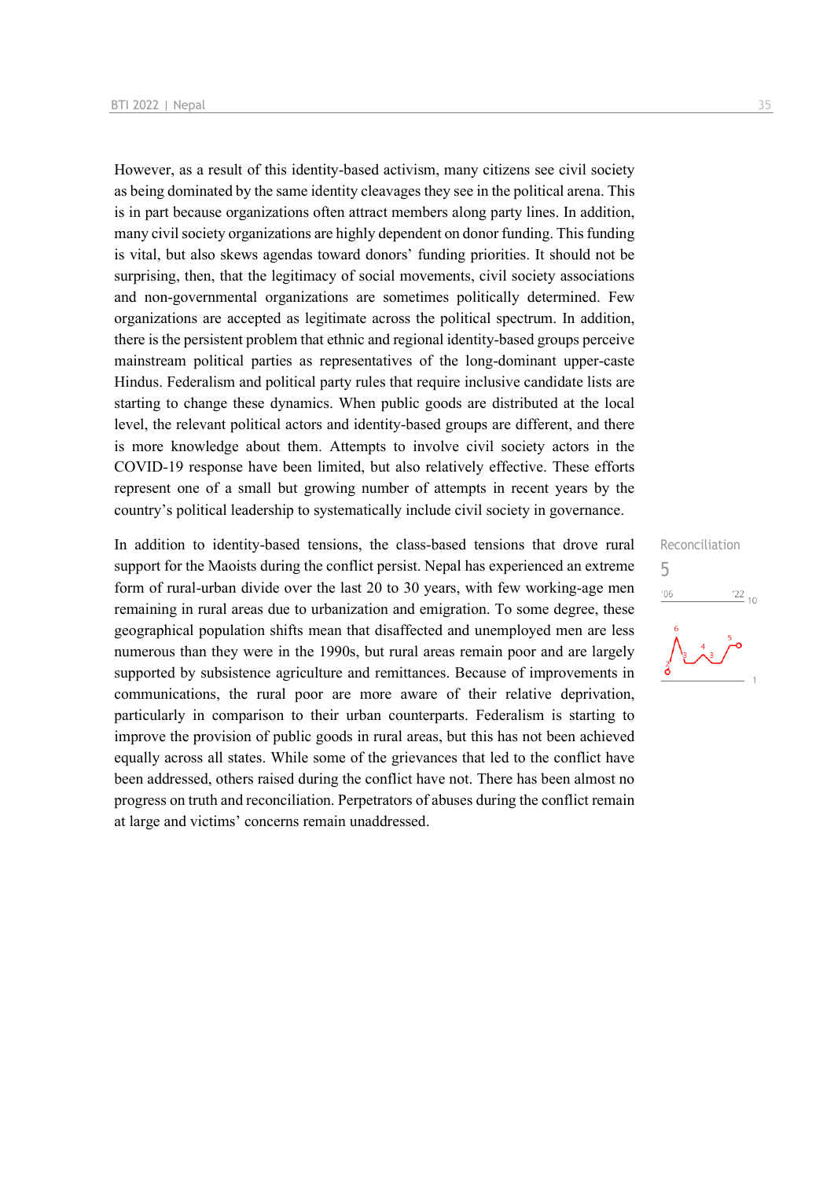However, as a result of this identity-based activism, many citizens see civil society as being dominated by the same identity cleavages they see in the political arena. This is in part because organizations often attract members along party lines. In addition, many civil society organizations are highly dependent on donor funding. This funding is vital, but also skews agendas toward donors' funding priorities. It should not be surprising, then, that the legitimacy of social movements, civil society associations and non-governmental organizations are sometimes politically determined. Few organizations are accepted as legitimate across the political spectrum. In addition, there is the persistent problem that ethnic and regional identity-based groups perceive mainstream political parties as representatives of the long-dominant upper-caste Hindus. Federalism and political party rules that require inclusive candidate lists are starting to change these dynamics. When public goods are distributed at the local level, the relevant political actors and identity-based groups are different, and there is more knowledge about them. Attempts to involve civil society actors in the COVID-19 response have been limited, but also relatively effective. These efforts represent one of a small but growing number of attempts in recent years by the country's political leadership to systematically include civil society in governance.

Reconciliation

5

In addition to identity-based tensions, the class-based tensions that drove rural support for the Maoists during the conflict persist. Nepal has experienced an extreme form of rural-urban divide over the last 20 to 30 years, with few working-age men remaining in rural areas due to urbanization and emigration. To some degree, these geographical population shifts mean that disaffected and unemployed men are less numerous than they were in the 1990s, but rural areas remain poor and are largely supported by subsistence agriculture and remittances. Because of improvements in communications, the rural poor are more aware of their relative deprivation, particularly in comparison to their urban counterparts. Federalism is starting to improve the provision of public goods in rural areas, but this has not been achieved equally across all states. While some of the grievances that led to the conflict have been addressed, others raised during the conflict have not. There has been almost no progress on truth and reconciliation. Perpetrators of abuses during the conflict remain at large and victims' concerns remain unaddressed.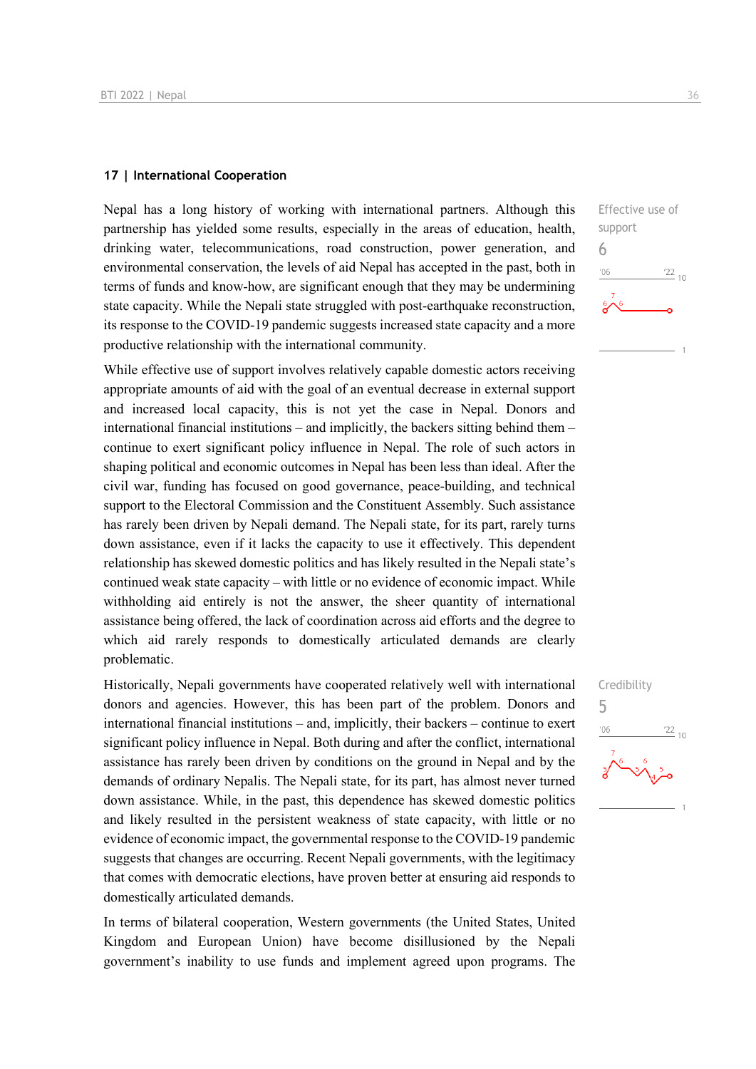## 17 | International Cooperation

Effective use of support

6

Nepal has a long history of working with international partners. Although this partnership has yielded some results, especially in the areas of education, health, drinking water, telecommunications, road construction, power generation, and environmental conservation, the levels of aid Nepal has accepted in the past, both in terms of funds and know-how, are significant enough that they may be undermining state capacity. While the Nepali state struggled with post-earthquake reconstruction, its response to the COVID-19 pandemic suggests increased state capacity and a more productive relationship with the international community.

While effective use of support involves relatively capable domestic actors receiving appropriate amounts of aid with the goal of an eventual decrease in external support and increased local capacity, this is not yet the case in Nepal. Donors and international financial institutions – and implicitly, the backers sitting behind them – continue to exert significant policy influence in Nepal. The role of such actors in shaping political and economic outcomes in Nepal has been less than ideal. After the civil war, funding has focused on good governance, peace-building, and technical support to the Electoral Commission and the Constituent Assembly. Such assistance has rarely been driven by Nepali demand. The Nepali state, for its part, rarely turns down assistance, even if it lacks the capacity to use it effectively. This dependent relationship has skewed domestic politics and has likely resulted in the Nepali state's continued weak state capacity – with little or no evidence of economic impact. While withholding aid entirely is not the answer, the sheer quantity of international assistance being offered, the lack of coordination across aid efforts and the degree to which aid rarely responds to domestically articulated demands are clearly problematic.

Credibility

5

Historically, Nepali governments have cooperated relatively well with international donors and agencies. However, this has been part of the problem. Donors and international financial institutions – and, implicitly, their backers – continue to exert significant policy influence in Nepal. Both during and after the conflict, international assistance has rarely been driven by conditions on the ground in Nepal and by the demands of ordinary Nepalis. The Nepali state, for its part, has almost never turned down assistance. While, in the past, this dependence has skewed domestic politics and likely resulted in the persistent weakness of state capacity, with little or no evidence of economic impact, the governmental response to the COVID-19 pandemic suggests that changes are occurring. Recent Nepali governments, with the legitimacy that comes with democratic elections, have proven better at ensuring aid responds to domestically articulated demands.

In terms of bilateral cooperation, Western governments (the United States, United Kingdom and European Union) have become disillusioned by the Nepali government's inability to use funds and implement agreed upon programs. The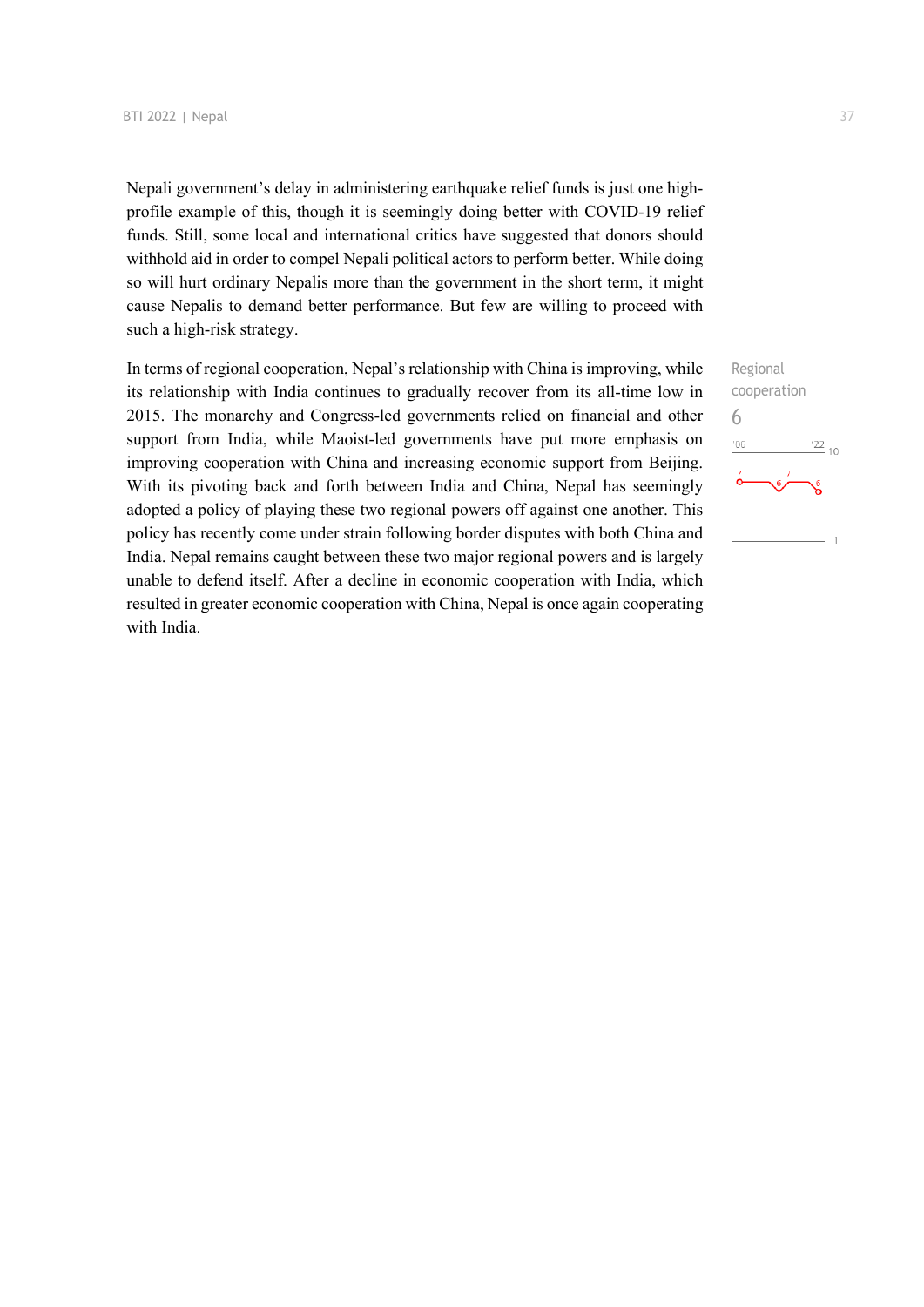Nepali government's delay in administering earthquake relief funds is just one high-profile example of this, though it is seemingly doing better with COVID-19 relief funds. Still, some local and international critics have suggested that donors should withhold aid in order to compel Nepali political actors to perform better. While doing so will hurt ordinary Nepalis more than the government in the short term, it might cause Nepalis to demand better performance. But few are willing to proceed with such a high-risk strategy.

Regional cooperation
6

In terms of regional cooperation, Nepal's relationship with China is improving, while its relationship with India continues to gradually recover from its all-time low in 2015. The monarchy and Congress-led governments relied on financial and other support from India, while Maoist-led governments have put more emphasis on improving cooperation with China and increasing economic support from Beijing. With its pivoting back and forth between India and China, Nepal has seemingly adopted a policy of playing these two regional powers off against one another. This policy has recently come under strain following border disputes with both China and India. Nepal remains caught between these two major regional powers and is largely unable to defend itself. After a decline in economic cooperation with India, which resulted in greater economic cooperation with China, Nepal is once again cooperating with India.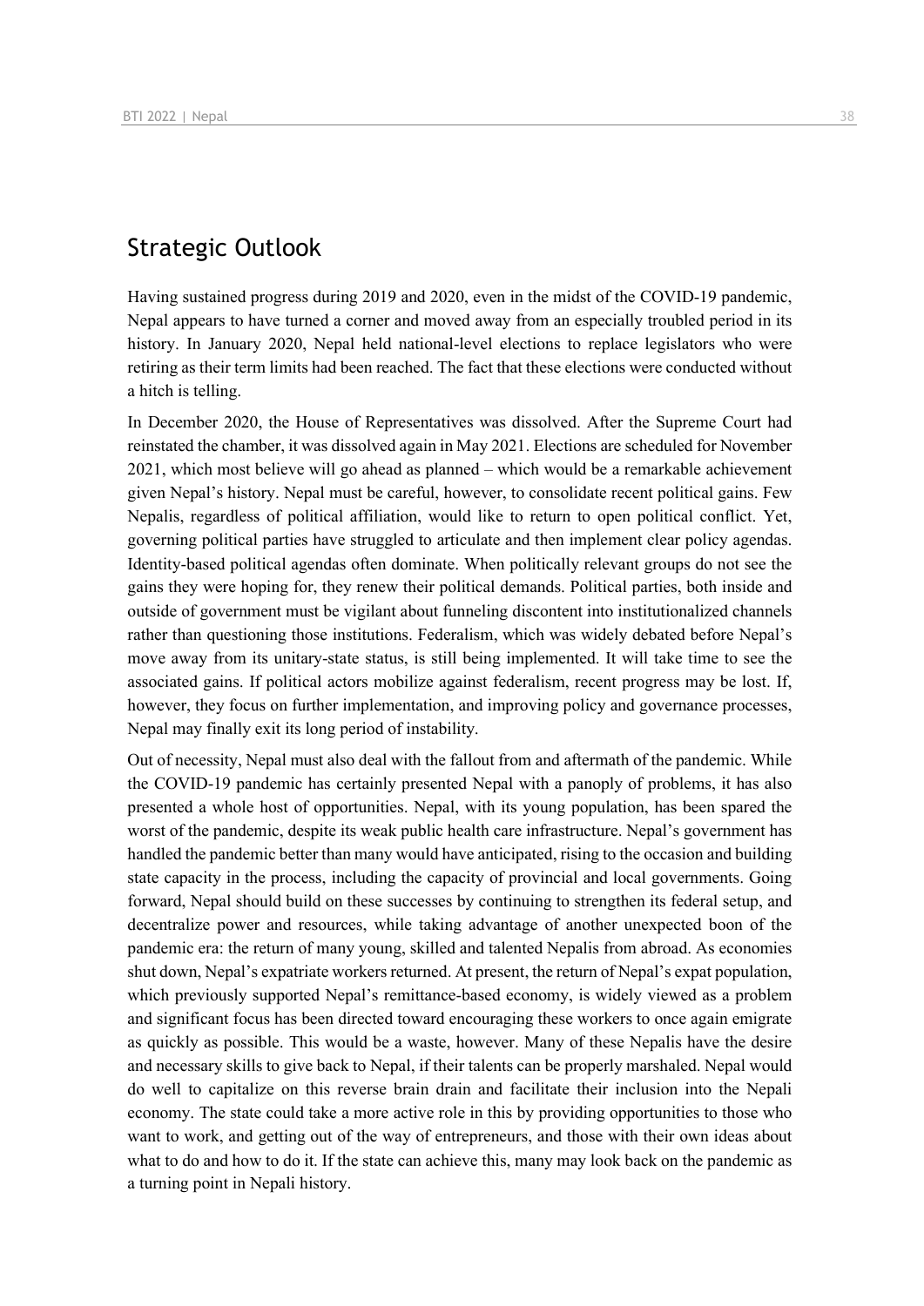## Strategic Outlook

Having sustained progress during 2019 and 2020, even in the midst of the COVID-19 pandemic, Nepal appears to have turned a corner and moved away from an especially troubled period in its history. In January 2020, Nepal held national-level elections to replace legislators who were retiring as their term limits had been reached. The fact that these elections were conducted without a hitch is telling.

In December 2020, the House of Representatives was dissolved. After the Supreme Court had reinstated the chamber, it was dissolved again in May 2021. Elections are scheduled for November 2021, which most believe will go ahead as planned – which would be a remarkable achievement given Nepal's history. Nepal must be careful, however, to consolidate recent political gains. Few Nepalis, regardless of political affiliation, would like to return to open political conflict. Yet, governing political parties have struggled to articulate and then implement clear policy agendas. Identity-based political agendas often dominate. When politically relevant groups do not see the gains they were hoping for, they renew their political demands. Political parties, both inside and outside of government must be vigilant about funneling discontent into institutionalized channels rather than questioning those institutions. Federalism, which was widely debated before Nepal's move away from its unitary-state status, is still being implemented. It will take time to see the associated gains. If political actors mobilize against federalism, recent progress may be lost. If, however, they focus on further implementation, and improving policy and governance processes, Nepal may finally exit its long period of instability.

Out of necessity, Nepal must also deal with the fallout from and aftermath of the pandemic. While the COVID-19 pandemic has certainly presented Nepal with a panoply of problems, it has also presented a whole host of opportunities. Nepal, with its young population, has been spared the worst of the pandemic, despite its weak public health care infrastructure. Nepal's government has handled the pandemic better than many would have anticipated, rising to the occasion and building state capacity in the process, including the capacity of provincial and local governments. Going forward, Nepal should build on these successes by continuing to strengthen its federal setup, and decentralize power and resources, while taking advantage of another unexpected boon of the pandemic era: the return of many young, skilled and talented Nepalis from abroad. As economies shut down, Nepal's expatriate workers returned. At present, the return of Nepal's expat population, which previously supported Nepal's remittance-based economy, is widely viewed as a problem and significant focus has been directed toward encouraging these workers to once again emigrate as quickly as possible. This would be a waste, however. Many of these Nepalis have the desire and necessary skills to give back to Nepal, if their talents can be properly marshaled. Nepal would do well to capitalize on this reverse brain drain and facilitate their inclusion into the Nepali economy. The state could take a more active role in this by providing opportunities to those who want to work, and getting out of the way of entrepreneurs, and those with their own ideas about what to do and how to do it. If the state can achieve this, many may look back on the pandemic as a turning point in Nepali history.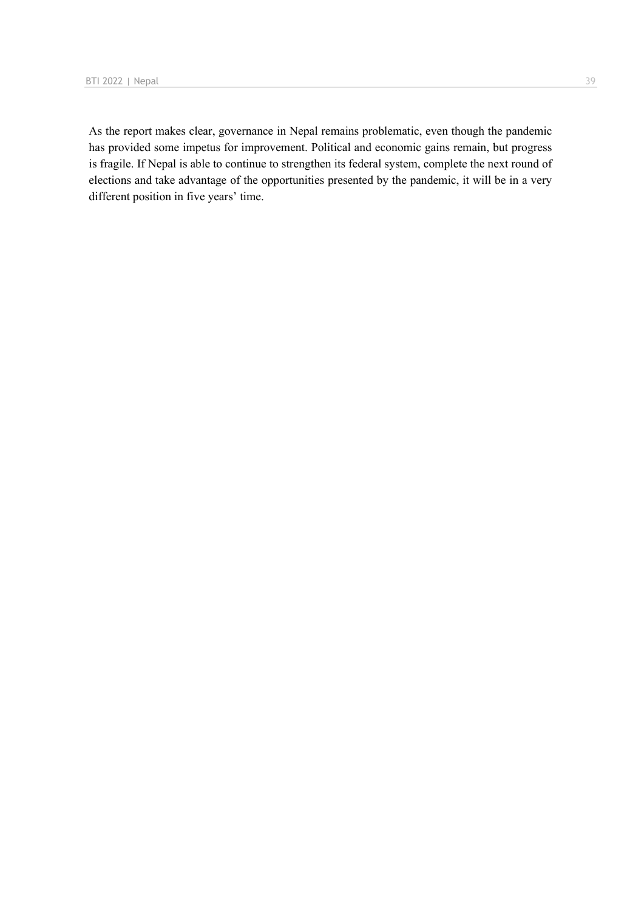As the report makes clear, governance in Nepal remains problematic, even though the pandemic has provided some impetus for improvement. Political and economic gains remain, but progress is fragile. If Nepal is able to continue to strengthen its federal system, complete the next round of elections and take advantage of the opportunities presented by the pandemic, it will be in a very different position in five years' time.